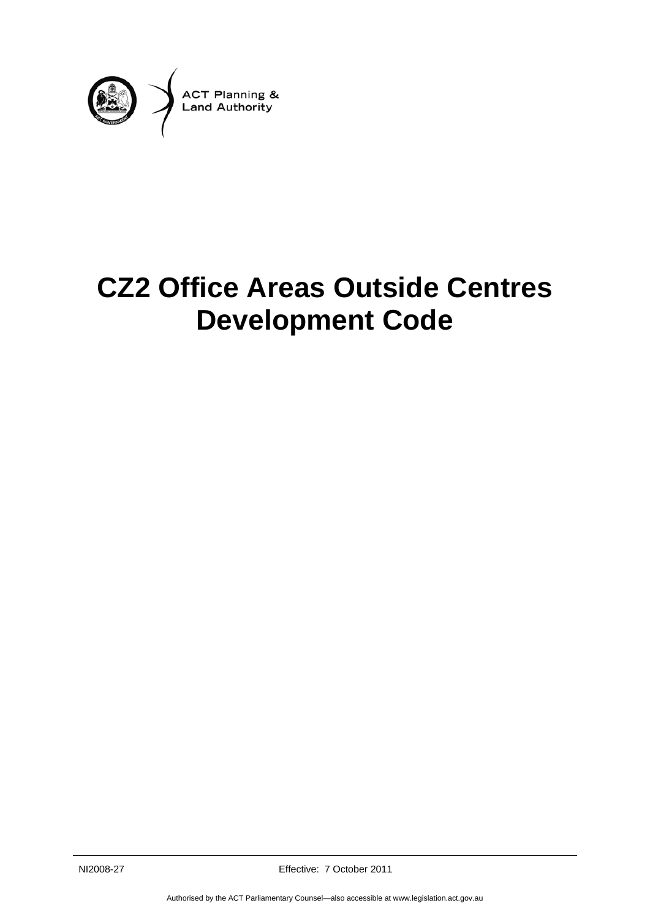ACT Planning & Land Authority

# CZ2 Office Areas Outside Centres Development Code

NI2008-27 Effective: 7 October 2011

Authorised by the ACT Parliamentary Counsel—also accessible at www.legislation.act.gov.au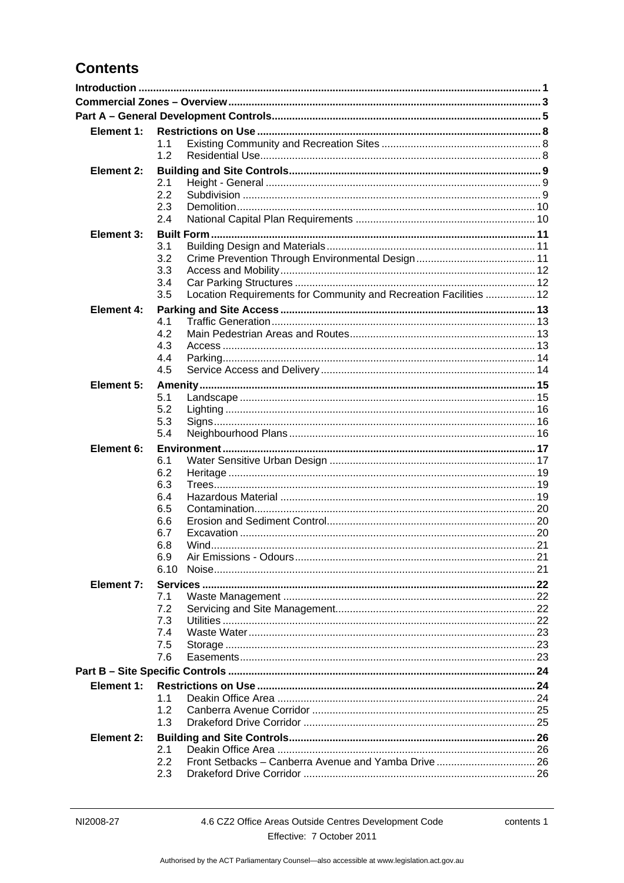# Contents

**Introduction** ............ **1**

**Commercial Zones – Overview** ............ **3**

**Part A – General Development Controls** ............ **5**

**Element 1: Restrictions on Use** ............ **8**
- 1.1 Existing Community and Recreation Sites ............ 8
- 1.2 Residential Use ............ 8

**Element 2: Building and Site Controls** ............ **9**
- 2.1 Height - General ............ 9
- 2.2 Subdivision ............ 9
- 2.3 Demolition ............ 10
- 2.4 National Capital Plan Requirements ............ 10

**Element 3: Built Form** ............ **11**
- 3.1 Building Design and Materials ............ 11
- 3.2 Crime Prevention Through Environmental Design ............ 11
- 3.3 Access and Mobility ............ 12
- 3.4 Car Parking Structures ............ 12
- 3.5 Location Requirements for Community and Recreation Facilities ............ 12

**Element 4: Parking and Site Access** ............ **13**
- 4.1 Traffic Generation ............ 13
- 4.2 Main Pedestrian Areas and Routes ............ 13
- 4.3 Access ............ 13
- 4.4 Parking ............ 14
- 4.5 Service Access and Delivery ............ 14

**Element 5: Amenity** ............ **15**
- 5.1 Landscape ............ 15
- 5.2 Lighting ............ 16
- 5.3 Signs ............ 16
- 5.4 Neighbourhood Plans ............ 16

**Element 6: Environment** ............ **17**
- 6.1 Water Sensitive Urban Design ............ 17
- 6.2 Heritage ............ 19
- 6.3 Trees ............ 19
- 6.4 Hazardous Material ............ 19
- 6.5 Contamination ............ 20
- 6.6 Erosion and Sediment Control ............ 20
- 6.7 Excavation ............ 20
- 6.8 Wind ............ 21
- 6.9 Air Emissions - Odours ............ 21
- 6.10 Noise ............ 21

**Element 7: Services** ............ **22**
- 7.1 Waste Management ............ 22
- 7.2 Servicing and Site Management ............ 22
- 7.3 Utilities ............ 22
- 7.4 Waste Water ............ 23
- 7.5 Storage ............ 23
- 7.6 Easements ............ 23

**Part B – Site Specific Controls** ............ **24**

**Element 1: Restrictions on Use** ............ **24**
- 1.1 Deakin Office Area ............ 24
- 1.2 Canberra Avenue Corridor ............ 25
- 1.3 Drakeford Drive Corridor ............ 25

**Element 2: Building and Site Controls** ............ **26**
- 2.1 Deakin Office Area ............ 26
- 2.2 Front Setbacks – Canberra Avenue and Yamba Drive ............ 26
- 2.3 Drakeford Drive Corridor ............ 26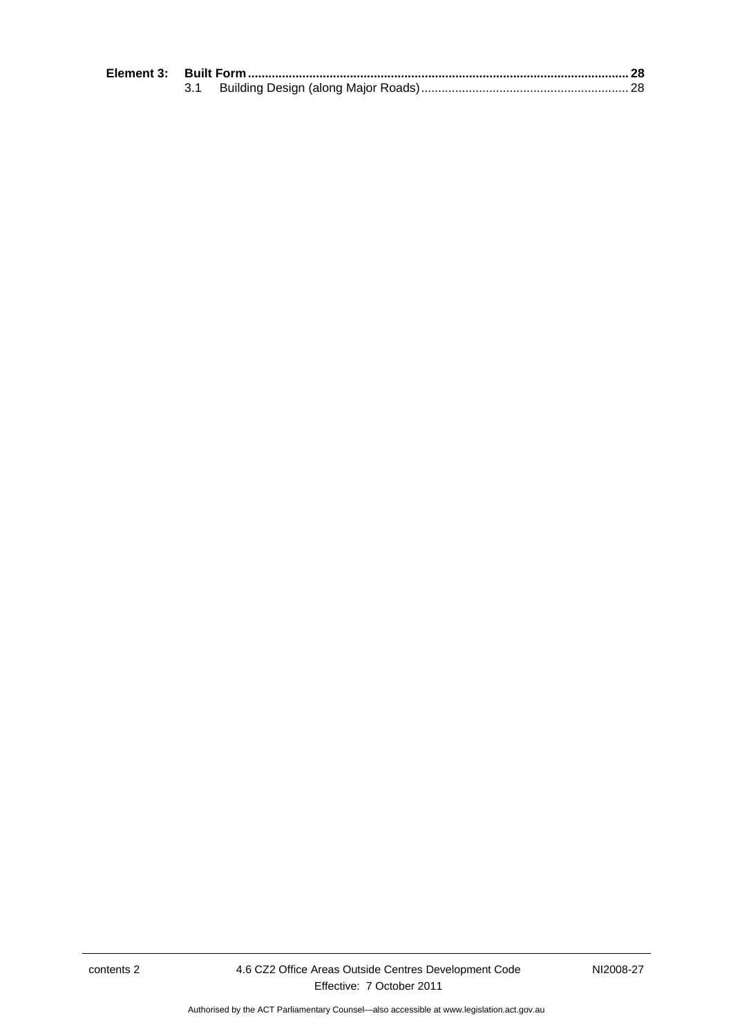**Element 3: Built Form ... 28**

3.1 Building Design (along Major Roads) ... 28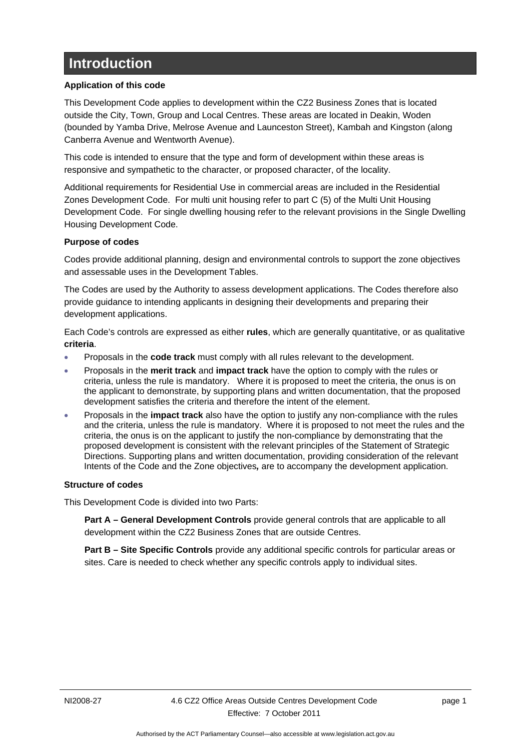# Introduction

**Application of this code**

This Development Code applies to development within the CZ2 Business Zones that is located outside the City, Town, Group and Local Centres. These areas are located in Deakin, Woden (bounded by Yamba Drive, Melrose Avenue and Launceston Street), Kambah and Kingston (along Canberra Avenue and Wentworth Avenue).

This code is intended to ensure that the type and form of development within these areas is responsive and sympathetic to the character, or proposed character, of the locality.

Additional requirements for Residential Use in commercial areas are included in the Residential Zones Development Code. For multi unit housing refer to part C (5) of the Multi Unit Housing Development Code. For single dwelling housing refer to the relevant provisions in the Single Dwelling Housing Development Code.

**Purpose of codes**

Codes provide additional planning, design and environmental controls to support the zone objectives and assessable uses in the Development Tables.

The Codes are used by the Authority to assess development applications. The Codes therefore also provide guidance to intending applicants in designing their developments and preparing their development applications.

Each Code's controls are expressed as either **rules**, which are generally quantitative, or as qualitative **criteria**.

- Proposals in the **code track** must comply with all rules relevant to the development.
- Proposals in the **merit track** and **impact track** have the option to comply with the rules or criteria, unless the rule is mandatory. Where it is proposed to meet the criteria, the onus is on the applicant to demonstrate, by supporting plans and written documentation, that the proposed development satisfies the criteria and therefore the intent of the element.
- Proposals in the **impact track** also have the option to justify any non-compliance with the rules and the criteria, unless the rule is mandatory. Where it is proposed to not meet the rules and the criteria, the onus is on the applicant to justify the non-compliance by demonstrating that the proposed development is consistent with the relevant principles of the Statement of Strategic Directions. Supporting plans and written documentation, providing consideration of the relevant Intents of the Code and the Zone objectives**,** are to accompany the development application.

**Structure of codes**

This Development Code is divided into two Parts:

**Part A – General Development Controls** provide general controls that are applicable to all development within the CZ2 Business Zones that are outside Centres.

**Part B – Site Specific Controls** provide any additional specific controls for particular areas or sites. Care is needed to check whether any specific controls apply to individual sites.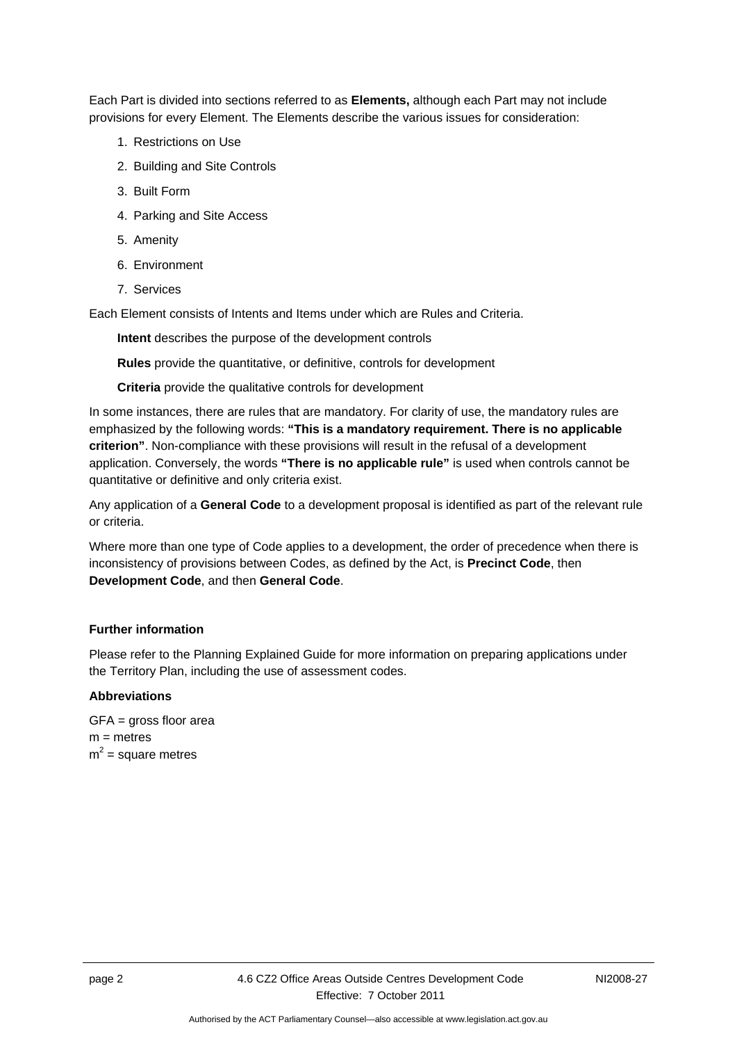Each Part is divided into sections referred to as **Elements,** although each Part may not include provisions for every Element. The Elements describe the various issues for consideration:

1. Restrictions on Use
2. Building and Site Controls
3. Built Form
4. Parking and Site Access
5. Amenity
6. Environment
7. Services

Each Element consists of Intents and Items under which are Rules and Criteria.

**Intent** describes the purpose of the development controls

**Rules** provide the quantitative, or definitive, controls for development

**Criteria** provide the qualitative controls for development

In some instances, there are rules that are mandatory. For clarity of use, the mandatory rules are emphasized by the following words: **"This is a mandatory requirement. There is no applicable criterion"**. Non-compliance with these provisions will result in the refusal of a development application. Conversely, the words **"There is no applicable rule"** is used when controls cannot be quantitative or definitive and only criteria exist.

Any application of a **General Code** to a development proposal is identified as part of the relevant rule or criteria.

Where more than one type of Code applies to a development, the order of precedence when there is inconsistency of provisions between Codes, as defined by the Act, is **Precinct Code**, then **Development Code**, and then **General Code**.

**Further information**

Please refer to the Planning Explained Guide for more information on preparing applications under the Territory Plan, including the use of assessment codes.

**Abbreviations**

GFA = gross floor area
m = metres
$m^2$ = square metres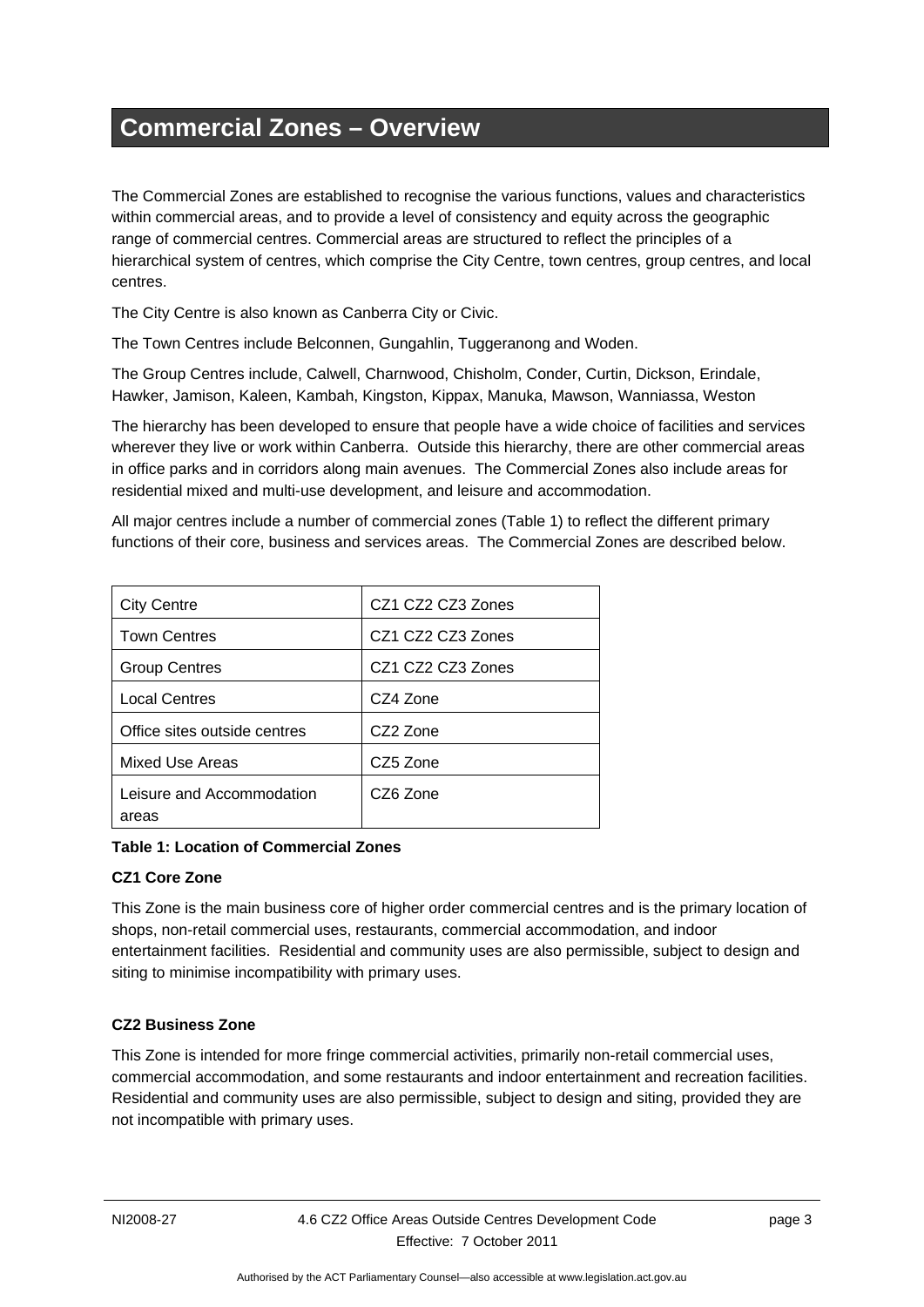# Commercial Zones – Overview

The Commercial Zones are established to recognise the various functions, values and characteristics within commercial areas, and to provide a level of consistency and equity across the geographic range of commercial centres. Commercial areas are structured to reflect the principles of a hierarchical system of centres, which comprise the City Centre, town centres, group centres, and local centres.

The City Centre is also known as Canberra City or Civic.

The Town Centres include Belconnen, Gungahlin, Tuggeranong and Woden.

The Group Centres include, Calwell, Charnwood, Chisholm, Conder, Curtin, Dickson, Erindale, Hawker, Jamison, Kaleen, Kambah, Kingston, Kippax, Manuka, Mawson, Wanniassa, Weston

The hierarchy has been developed to ensure that people have a wide choice of facilities and services wherever they live or work within Canberra. Outside this hierarchy, there are other commercial areas in office parks and in corridors along main avenues. The Commercial Zones also include areas for residential mixed and multi-use development, and leisure and accommodation.

All major centres include a number of commercial zones (Table 1) to reflect the different primary functions of their core, business and services areas. The Commercial Zones are described below.

| | |
|---|---|
| City Centre | CZ1 CZ2 CZ3 Zones |
| Town Centres | CZ1 CZ2 CZ3 Zones |
| Group Centres | CZ1 CZ2 CZ3 Zones |
| Local Centres | CZ4 Zone |
| Office sites outside centres | CZ2 Zone |
| Mixed Use Areas | CZ5 Zone |
| Leisure and Accommodation areas | CZ6 Zone |

**Table 1: Location of Commercial Zones**

**CZ1 Core Zone**

This Zone is the main business core of higher order commercial centres and is the primary location of shops, non-retail commercial uses, restaurants, commercial accommodation, and indoor entertainment facilities. Residential and community uses are also permissible, subject to design and siting to minimise incompatibility with primary uses.

**CZ2 Business Zone**

This Zone is intended for more fringe commercial activities, primarily non-retail commercial uses, commercial accommodation, and some restaurants and indoor entertainment and recreation facilities. Residential and community uses are also permissible, subject to design and siting, provided they are not incompatible with primary uses.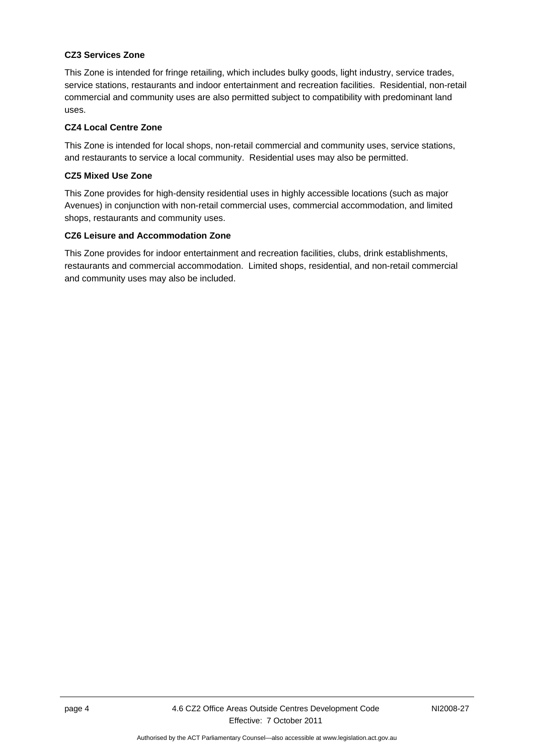**CZ3 Services Zone**

This Zone is intended for fringe retailing, which includes bulky goods, light industry, service trades, service stations, restaurants and indoor entertainment and recreation facilities. Residential, non-retail commercial and community uses are also permitted subject to compatibility with predominant land uses.

**CZ4 Local Centre Zone**

This Zone is intended for local shops, non-retail commercial and community uses, service stations, and restaurants to service a local community. Residential uses may also be permitted.

**CZ5 Mixed Use Zone**

This Zone provides for high-density residential uses in highly accessible locations (such as major Avenues) in conjunction with non-retail commercial uses, commercial accommodation, and limited shops, restaurants and community uses.

**CZ6 Leisure and Accommodation Zone**

This Zone provides for indoor entertainment and recreation facilities, clubs, drink establishments, restaurants and commercial accommodation. Limited shops, residential, and non-retail commercial and community uses may also be included.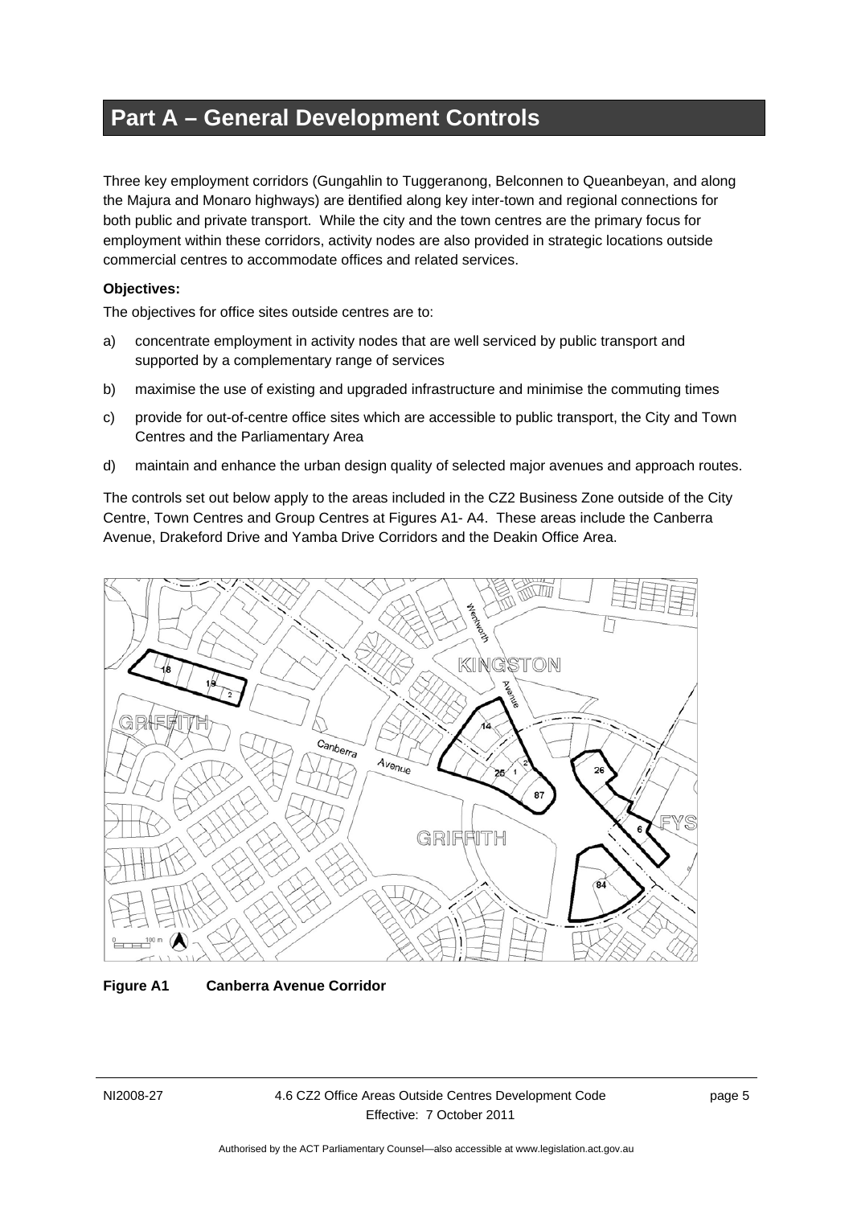# Part A – General Development Controls

Three key employment corridors (Gungahlin to Tuggeranong, Belconnen to Queanbeyan, and along the Majura and Monaro highways) are identified along key inter-town and regional connections for both public and private transport. While the city and the town centres are the primary focus for employment within these corridors, activity nodes are also provided in strategic locations outside commercial centres to accommodate offices and related services.

**Objectives:**

The objectives for office sites outside centres are to:

a) concentrate employment in activity nodes that are well serviced by public transport and supported by a complementary range of services

b) maximise the use of existing and upgraded infrastructure and minimise the commuting times

c) provide for out-of-centre office sites which are accessible to public transport, the City and Town Centres and the Parliamentary Area

d) maintain and enhance the urban design quality of selected major avenues and approach routes.

The controls set out below apply to the areas included in the CZ2 Business Zone outside of the City Centre, Town Centres and Group Centres at Figures A1- A4. These areas include the Canberra Avenue, Drakeford Drive and Yamba Drive Corridors and the Deakin Office Area.

**Figure A1 Canberra Avenue Corridor**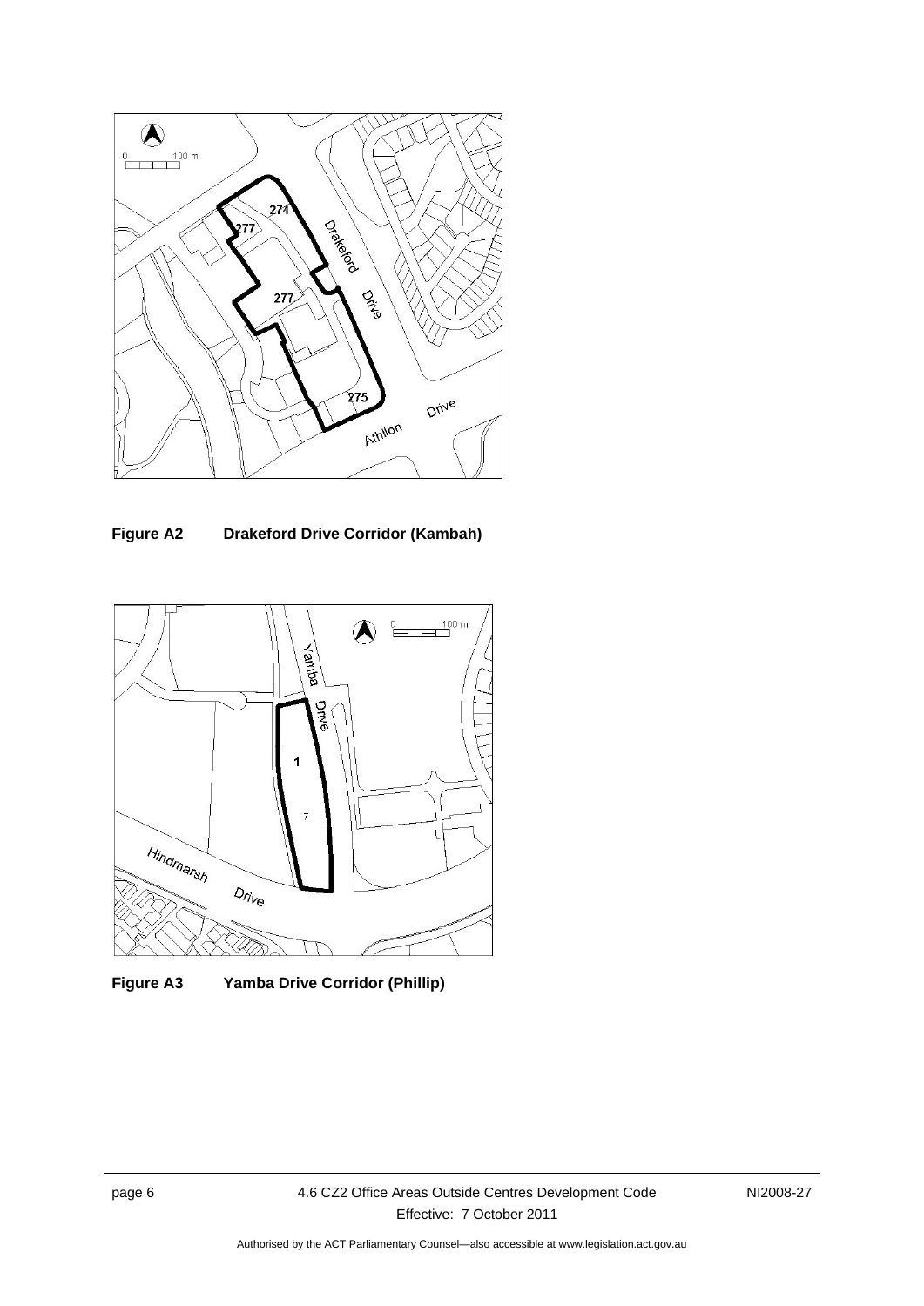**Figure A2 Drakeford Drive Corridor (Kambah)**

**Figure A3 Yamba Drive Corridor (Phillip)**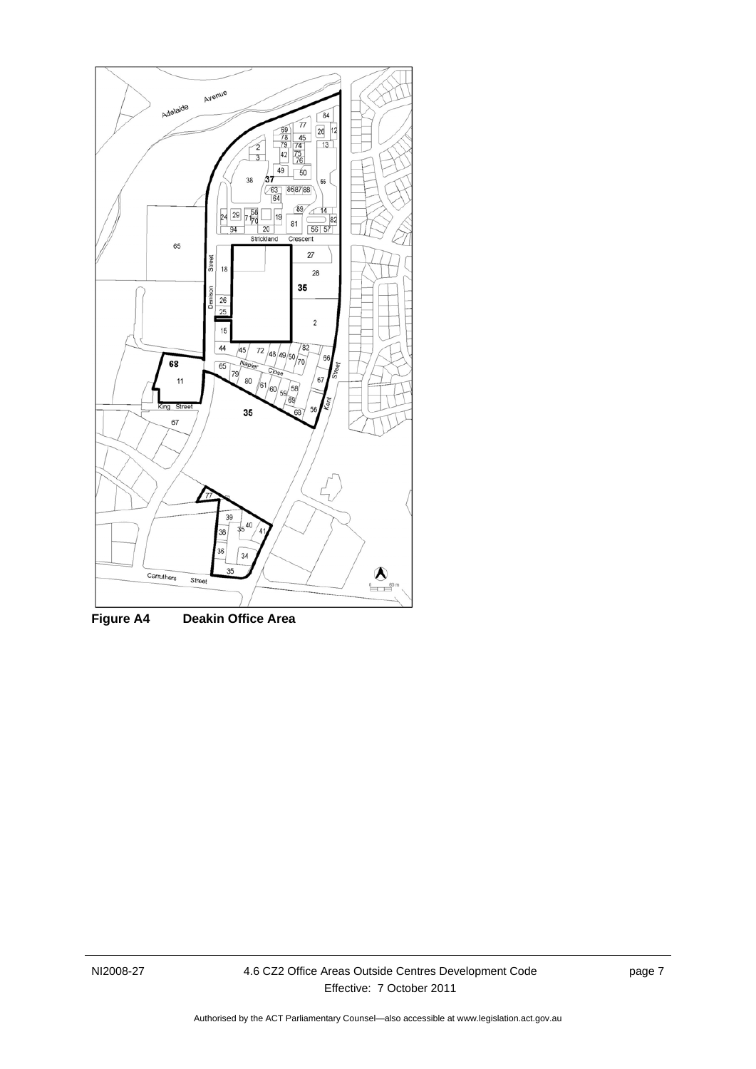**Figure A4 Deakin Office Area**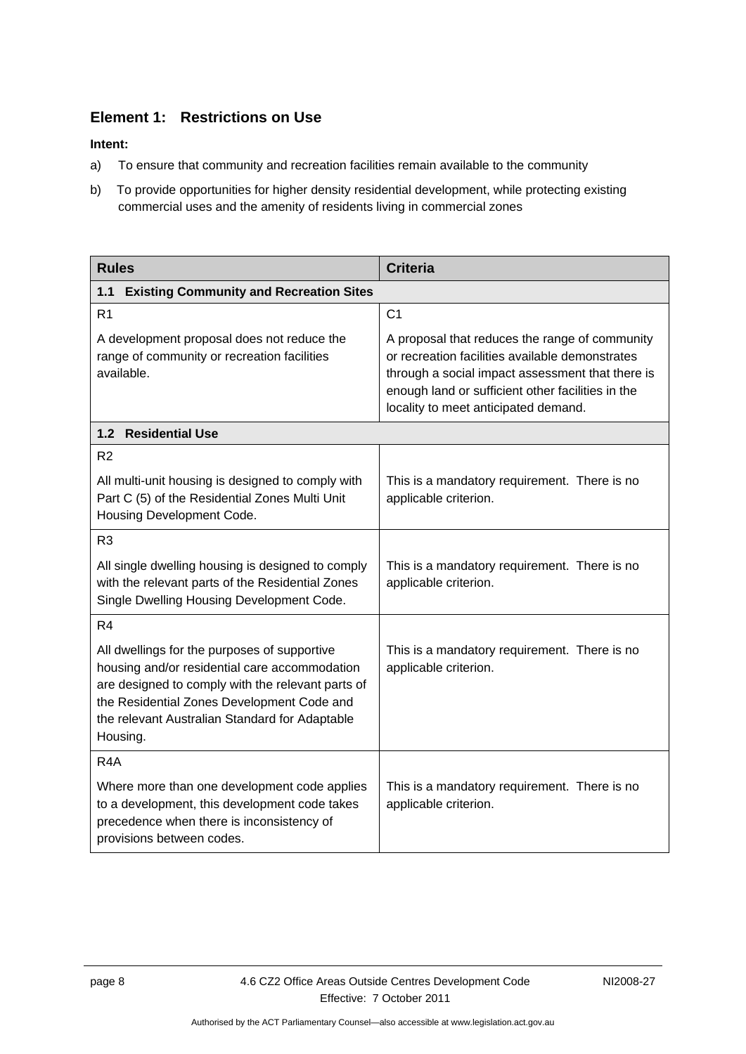## Element 1: Restrictions on Use

**Intent:**

a) To ensure that community and recreation facilities remain available to the community

b) To provide opportunities for higher density residential development, while protecting existing commercial uses and the amenity of residents living in commercial zones

| Rules | Criteria |
|---|---|
| **1.1 Existing Community and Recreation Sites** | |
| R1<br><br>A development proposal does not reduce the range of community or recreation facilities available. | C1<br><br>A proposal that reduces the range of community or recreation facilities available demonstrates through a social impact assessment that there is enough land or sufficient other facilities in the locality to meet anticipated demand. |
| **1.2 Residential Use** | |
| R2<br><br>All multi-unit housing is designed to comply with Part C (5) of the Residential Zones Multi Unit Housing Development Code. | This is a mandatory requirement. There is no applicable criterion. |
| R3<br><br>All single dwelling housing is designed to comply with the relevant parts of the Residential Zones Single Dwelling Housing Development Code. | This is a mandatory requirement. There is no applicable criterion. |
| R4<br><br>All dwellings for the purposes of supportive housing and/or residential care accommodation are designed to comply with the relevant parts of the Residential Zones Development Code and the relevant Australian Standard for Adaptable Housing. | This is a mandatory requirement. There is no applicable criterion. |
| R4A<br><br>Where more than one development code applies to a development, this development code takes precedence when there is inconsistency of provisions between codes. | This is a mandatory requirement. There is no applicable criterion. |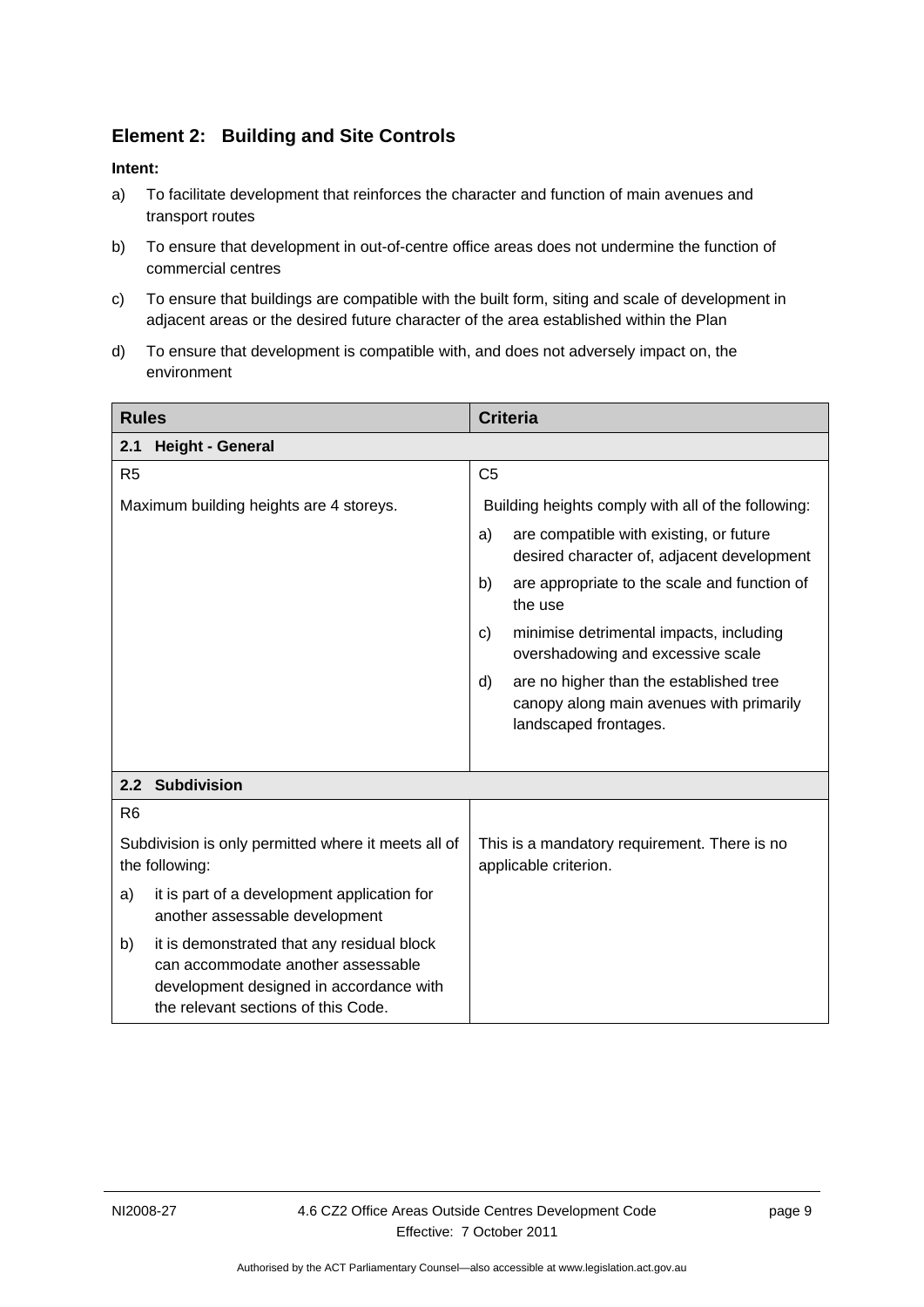## Element 2: Building and Site Controls

**Intent:**

a) To facilitate development that reinforces the character and function of main avenues and transport routes

b) To ensure that development in out-of-centre office areas does not undermine the function of commercial centres

c) To ensure that buildings are compatible with the built form, siting and scale of development in adjacent areas or the desired future character of the area established within the Plan

d) To ensure that development is compatible with, and does not adversely impact on, the environment

| Rules | Criteria |
|---|---|
| **2.1 Height - General** | |
| R5<br><br>Maximum building heights are 4 storeys. | C5<br><br>Building heights comply with all of the following:<br>a) are compatible with existing, or future desired character of, adjacent development<br>b) are appropriate to the scale and function of the use<br>c) minimise detrimental impacts, including overshadowing and excessive scale<br>d) are no higher than the established tree canopy along main avenues with primarily landscaped frontages. |
| **2.2 Subdivision** | |
| R6<br><br>Subdivision is only permitted where it meets all of the following:<br>a) it is part of a development application for another assessable development<br>b) it is demonstrated that any residual block can accommodate another assessable development designed in accordance with the relevant sections of this Code. | This is a mandatory requirement. There is no applicable criterion. |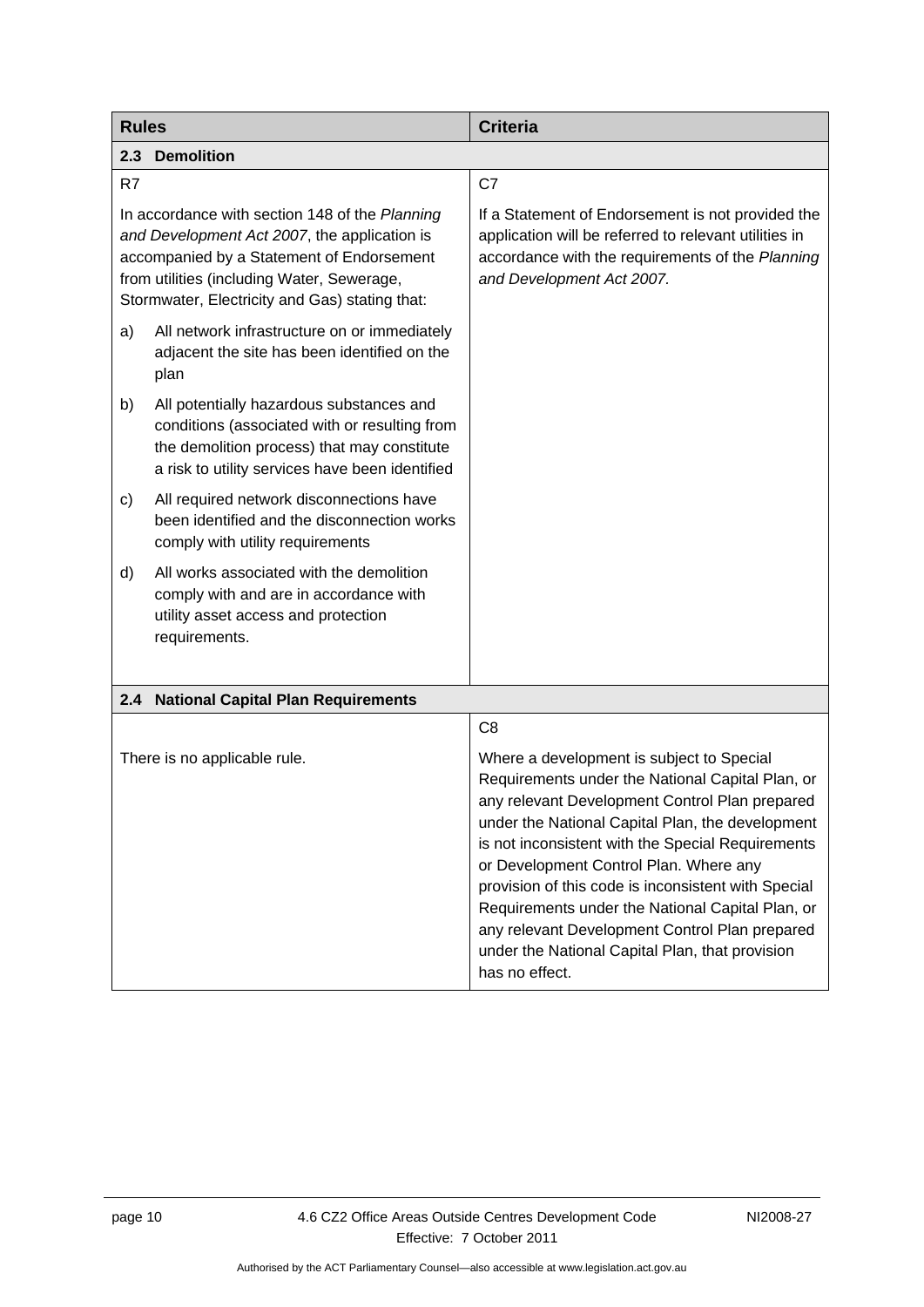| Rules | Criteria |
|---|---|
| **2.3 Demolition** | |
| R7<br><br>In accordance with section 148 of the *Planning and Development Act 2007*, the application is accompanied by a Statement of Endorsement from utilities (including Water, Sewerage, Stormwater, Electricity and Gas) stating that:<br><br>a) All network infrastructure on or immediately adjacent the site has been identified on the plan<br><br>b) All potentially hazardous substances and conditions (associated with or resulting from the demolition process) that may constitute a risk to utility services have been identified<br><br>c) All required network disconnections have been identified and the disconnection works comply with utility requirements<br><br>d) All works associated with the demolition comply with and are in accordance with utility asset access and protection requirements. | C7<br><br>If a Statement of Endorsement is not provided the application will be referred to relevant utilities in accordance with the requirements of the *Planning and Development Act 2007.* |
| **2.4 National Capital Plan Requirements** | |
| There is no applicable rule. | C8<br><br>Where a development is subject to Special Requirements under the National Capital Plan, or any relevant Development Control Plan prepared under the National Capital Plan, the development is not inconsistent with the Special Requirements or Development Control Plan. Where any provision of this code is inconsistent with Special Requirements under the National Capital Plan, or any relevant Development Control Plan prepared under the National Capital Plan, that provision has no effect. |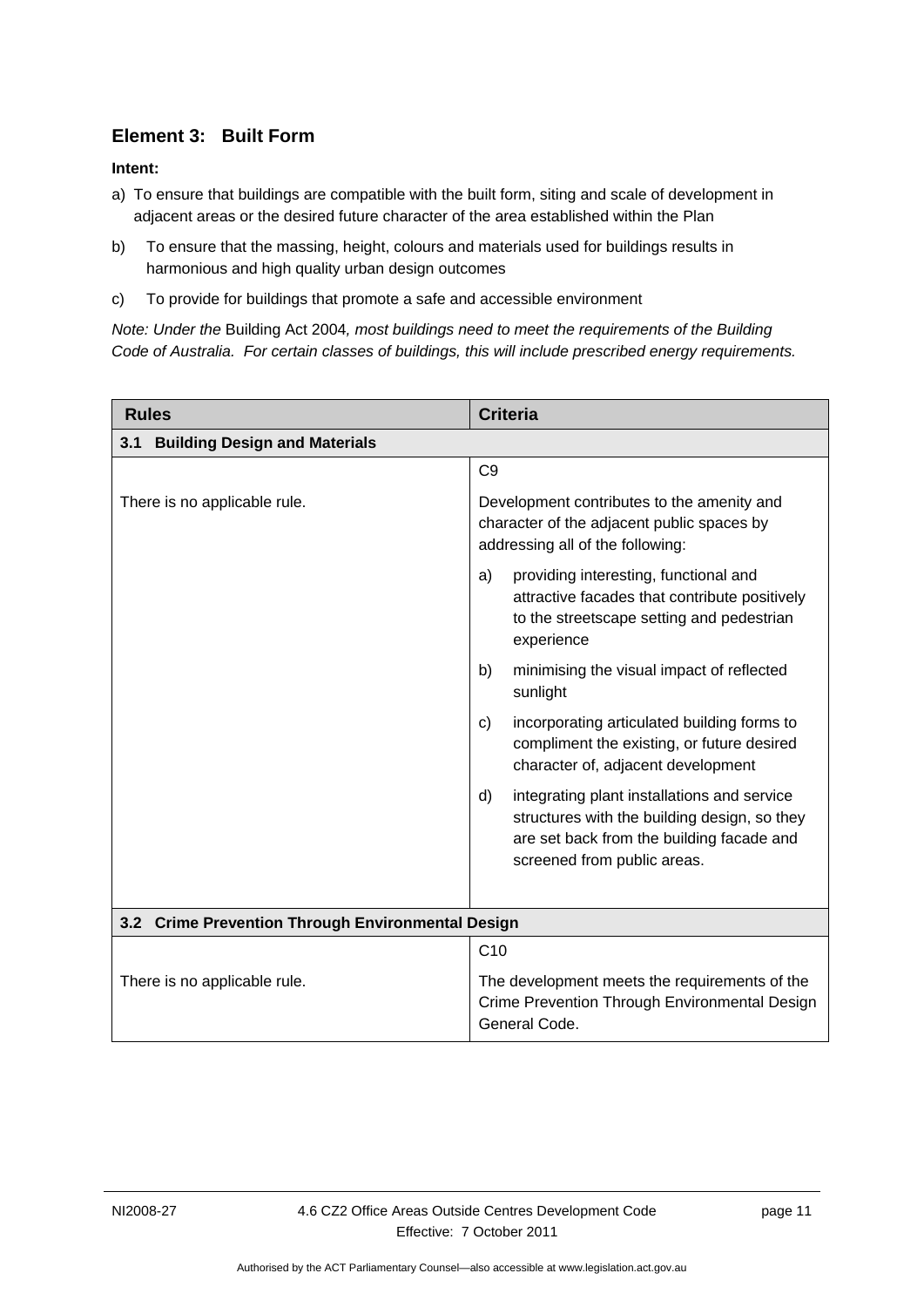## Element 3: Built Form

**Intent:**

a) To ensure that buildings are compatible with the built form, siting and scale of development in adjacent areas or the desired future character of the area established within the Plan

b) To ensure that the massing, height, colours and materials used for buildings results in harmonious and high quality urban design outcomes

c) To provide for buildings that promote a safe and accessible environment

*Note: Under the* Building Act 2004*, most buildings need to meet the requirements of the Building Code of Australia. For certain classes of buildings, this will include prescribed energy requirements.*

| Rules | Criteria |
|---|---|
| **3.1 Building Design and Materials** | |
| There is no applicable rule. | C9<br><br>Development contributes to the amenity and character of the adjacent public spaces by addressing all of the following:<br><br>a) providing interesting, functional and attractive facades that contribute positively to the streetscape setting and pedestrian experience<br><br>b) minimising the visual impact of reflected sunlight<br><br>c) incorporating articulated building forms to compliment the existing, or future desired character of, adjacent development<br><br>d) integrating plant installations and service structures with the building design, so they are set back from the building facade and screened from public areas. |
| **3.2 Crime Prevention Through Environmental Design** | |
| There is no applicable rule. | C10<br><br>The development meets the requirements of the Crime Prevention Through Environmental Design General Code. |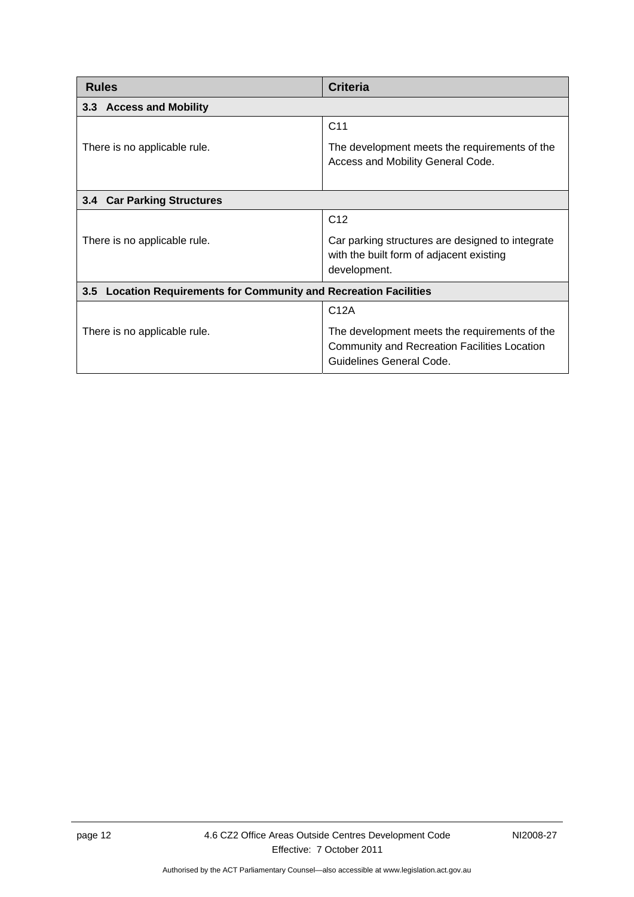| Rules | Criteria |
|---|---|
| **3.3 Access and Mobility** | |
| There is no applicable rule. | C11<br><br>The development meets the requirements of the Access and Mobility General Code. |
| **3.4 Car Parking Structures** | |
| There is no applicable rule. | C12<br><br>Car parking structures are designed to integrate with the built form of adjacent existing development. |
| **3.5 Location Requirements for Community and Recreation Facilities** | |
| There is no applicable rule. | C12A<br><br>The development meets the requirements of the Community and Recreation Facilities Location Guidelines General Code. |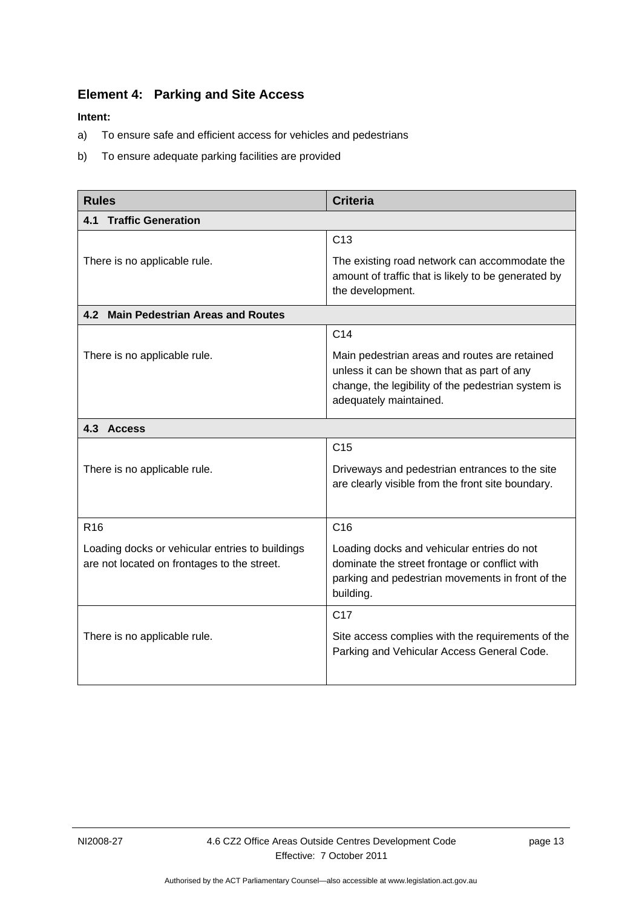## Element 4: Parking and Site Access

**Intent:**

a) To ensure safe and efficient access for vehicles and pedestrians

b) To ensure adequate parking facilities are provided

| Rules | Criteria |
| --- | --- |
| **4.1 Traffic Generation** | |
| There is no applicable rule. | C13<br><br>The existing road network can accommodate the amount of traffic that is likely to be generated by the development. |
| **4.2 Main Pedestrian Areas and Routes** | |
| There is no applicable rule. | C14<br><br>Main pedestrian areas and routes are retained unless it can be shown that as part of any change, the legibility of the pedestrian system is adequately maintained. |
| **4.3 Access** | |
| There is no applicable rule. | C15<br><br>Driveways and pedestrian entrances to the site are clearly visible from the front site boundary. |
| R16<br><br>Loading docks or vehicular entries to buildings are not located on frontages to the street. | C16<br><br>Loading docks and vehicular entries do not dominate the street frontage or conflict with parking and pedestrian movements in front of the building. |
| There is no applicable rule. | C17<br><br>Site access complies with the requirements of the Parking and Vehicular Access General Code. |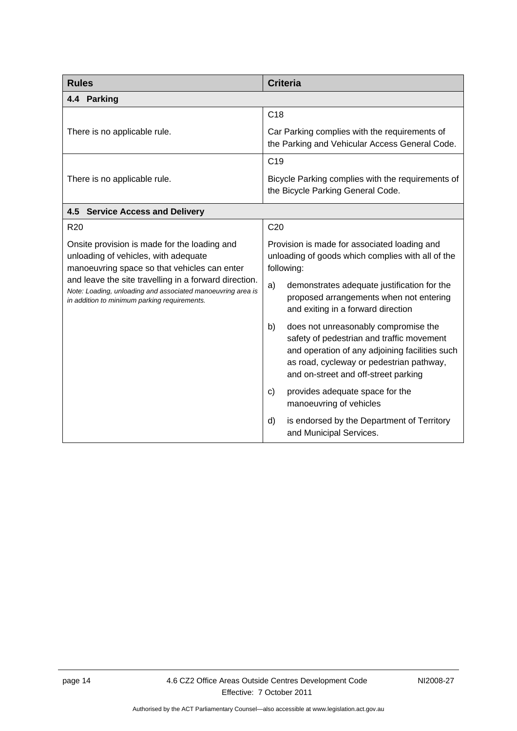| Rules | Criteria |
|---|---|
| **4.4 Parking** | |
| There is no applicable rule. | C18<br><br>Car Parking complies with the requirements of the Parking and Vehicular Access General Code. |
| There is no applicable rule. | C19<br><br>Bicycle Parking complies with the requirements of the Bicycle Parking General Code. |
| **4.5 Service Access and Delivery** | |
| R20<br><br>Onsite provision is made for the loading and unloading of vehicles, with adequate manoeuvring space so that vehicles can enter and leave the site travelling in a forward direction.<br>*Note: Loading, unloading and associated manoeuvring area is in addition to minimum parking requirements.* | C20<br><br>Provision is made for associated loading and unloading of goods which complies with all of the following:<br>a) demonstrates adequate justification for the proposed arrangements when not entering and exiting in a forward direction<br>b) does not unreasonably compromise the safety of pedestrian and traffic movement and operation of any adjoining facilities such as road, cycleway or pedestrian pathway, and on-street and off-street parking<br>c) provides adequate space for the manoeuvring of vehicles<br>d) is endorsed by the Department of Territory and Municipal Services. |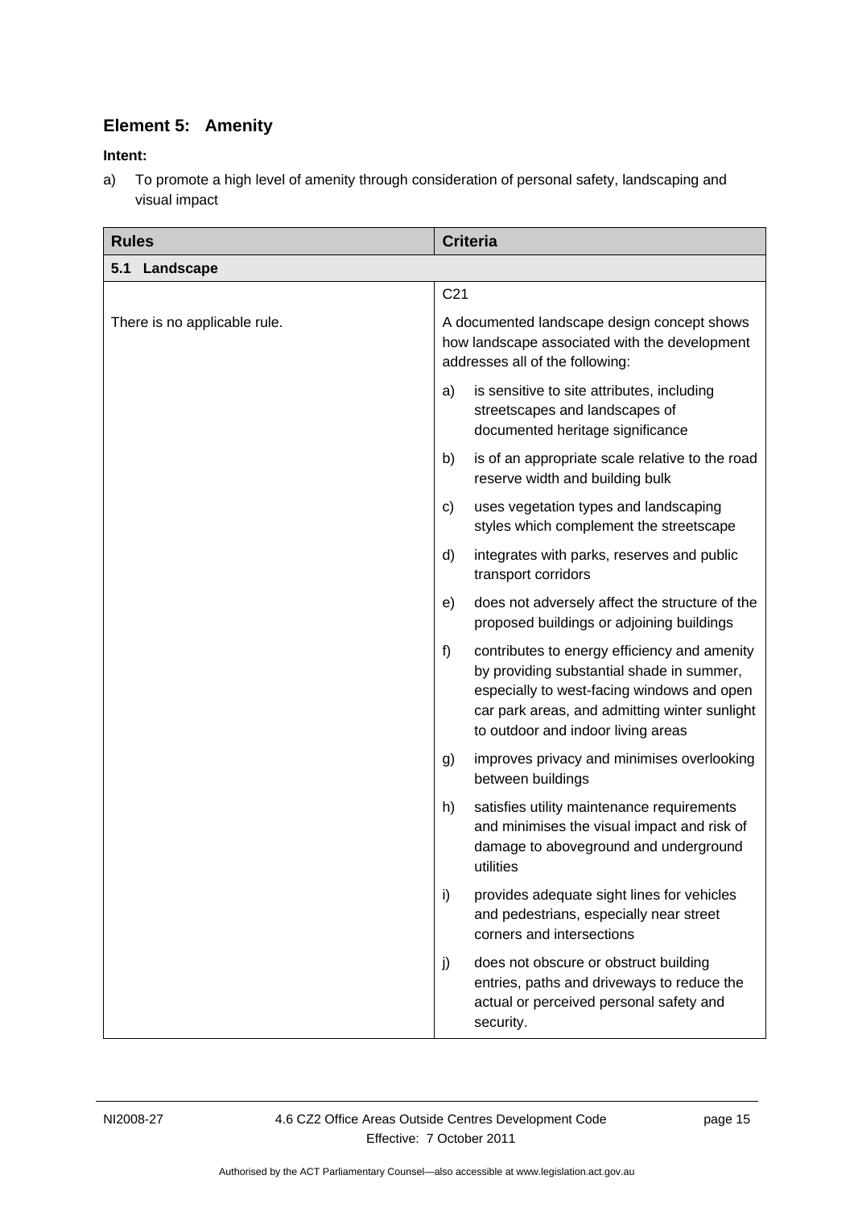## Element 5: Amenity

**Intent:**

a) To promote a high level of amenity through consideration of personal safety, landscaping and visual impact

| Rules | Criteria |
| --- | --- |
| **5.1 Landscape** | |
| There is no applicable rule. | C21<br><br>A documented landscape design concept shows how landscape associated with the development addresses all of the following:<br><br>a) is sensitive to site attributes, including streetscapes and landscapes of documented heritage significance<br><br>b) is of an appropriate scale relative to the road reserve width and building bulk<br><br>c) uses vegetation types and landscaping styles which complement the streetscape<br><br>d) integrates with parks, reserves and public transport corridors<br><br>e) does not adversely affect the structure of the proposed buildings or adjoining buildings<br><br>f) contributes to energy efficiency and amenity by providing substantial shade in summer, especially to west-facing windows and open car park areas, and admitting winter sunlight to outdoor and indoor living areas<br><br>g) improves privacy and minimises overlooking between buildings<br><br>h) satisfies utility maintenance requirements and minimises the visual impact and risk of damage to aboveground and underground utilities<br><br>i) provides adequate sight lines for vehicles and pedestrians, especially near street corners and intersections<br><br>j) does not obscure or obstruct building entries, paths and driveways to reduce the actual or perceived personal safety and security. |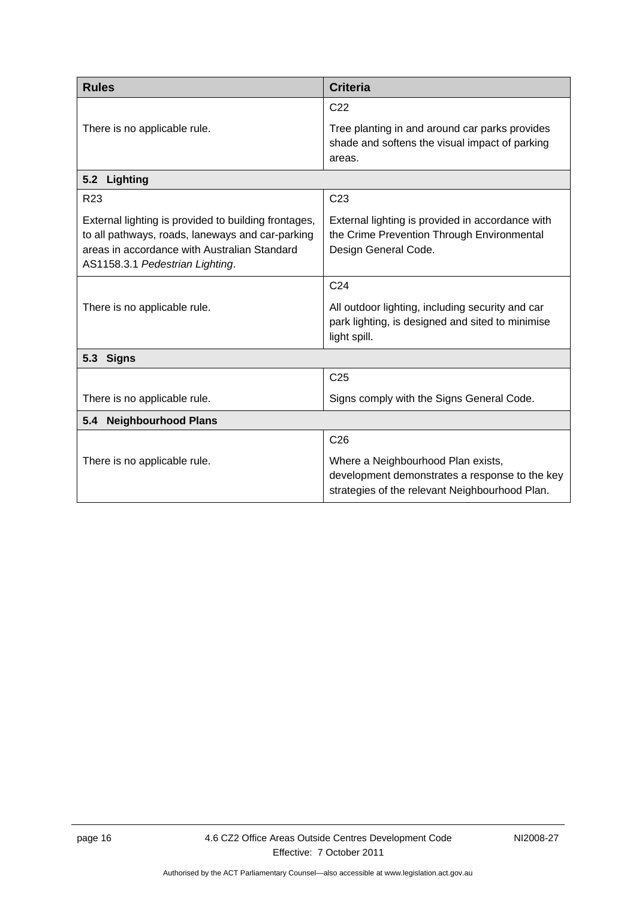| Rules | Criteria |
|---|---|
| There is no applicable rule. | C22<br><br>Tree planting in and around car parks provides shade and softens the visual impact of parking areas. |
| **5.2 Lighting** | |
| R23<br><br>External lighting is provided to building frontages, to all pathways, roads, laneways and car-parking areas in accordance with Australian Standard AS1158.3.1 *Pedestrian Lighting*. | C23<br><br>External lighting is provided in accordance with the Crime Prevention Through Environmental Design General Code. |
| There is no applicable rule. | C24<br><br>All outdoor lighting, including security and car park lighting, is designed and sited to minimise light spill. |
| **5.3 Signs** | |
| There is no applicable rule. | C25<br><br>Signs comply with the Signs General Code. |
| **5.4 Neighbourhood Plans** | |
| There is no applicable rule. | C26<br><br>Where a Neighbourhood Plan exists, development demonstrates a response to the key strategies of the relevant Neighbourhood Plan. |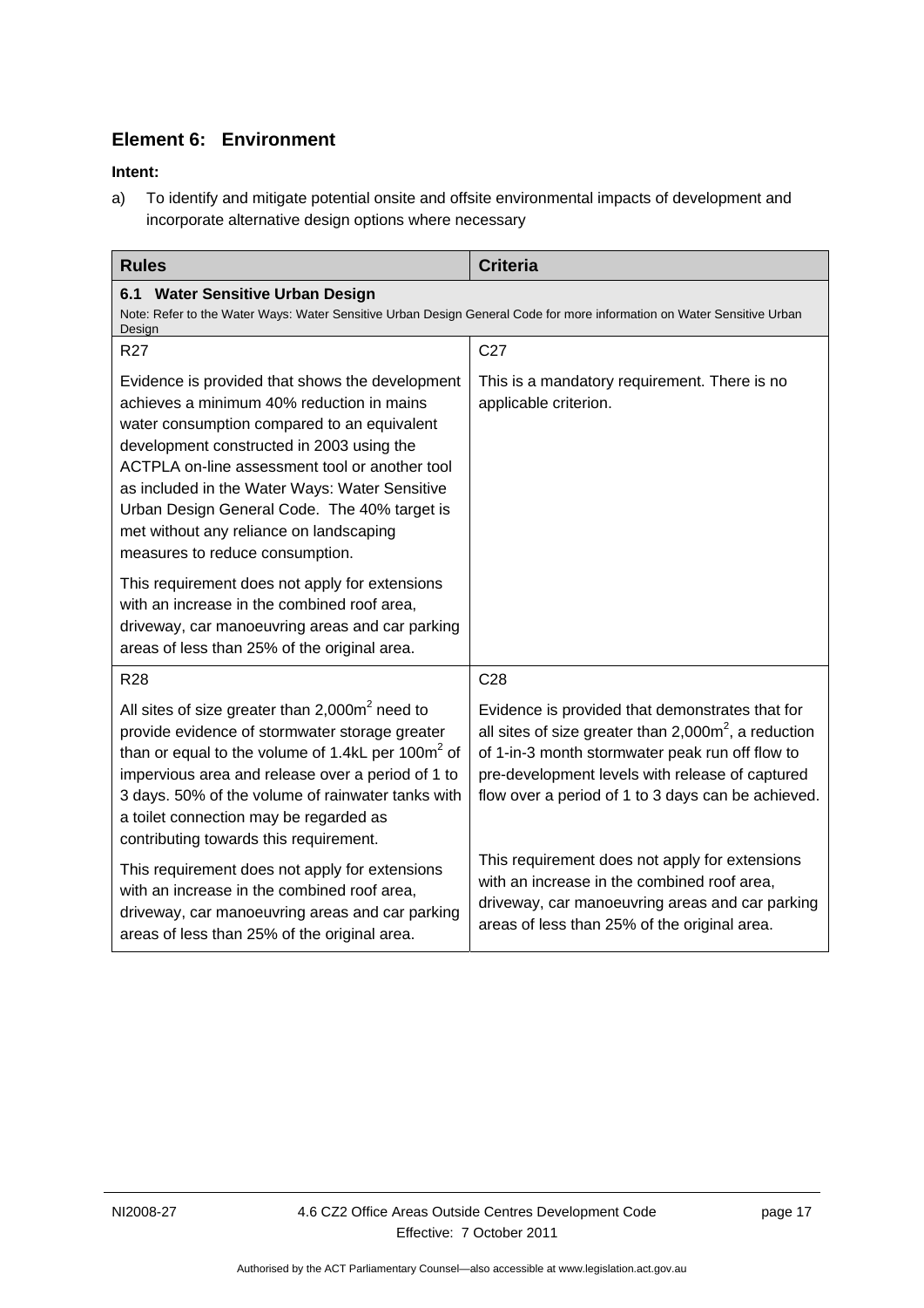## Element 6: Environment

**Intent:**

a) To identify and mitigate potential onsite and offsite environmental impacts of development and incorporate alternative design options where necessary

| Rules | Criteria |
|---|---|
| **6.1 Water Sensitive Urban Design**<br>Note: Refer to the Water Ways: Water Sensitive Urban Design General Code for more information on Water Sensitive Urban Design | |
| R27 | C27 |
| Evidence is provided that shows the development achieves a minimum 40% reduction in mains water consumption compared to an equivalent development constructed in 2003 using the ACTPLA on-line assessment tool or another tool as included in the Water Ways: Water Sensitive Urban Design General Code. The 40% target is met without any reliance on landscaping measures to reduce consumption.<br><br>This requirement does not apply for extensions with an increase in the combined roof area, driveway, car manoeuvring areas and car parking areas of less than 25% of the original area. | This is a mandatory requirement. There is no applicable criterion. |
| R28 | C28 |
| All sites of size greater than 2,000m$^2$ need to provide evidence of stormwater storage greater than or equal to the volume of 1.4kL per 100m$^2$ of impervious area and release over a period of 1 to 3 days. 50% of the volume of rainwater tanks with a toilet connection may be regarded as contributing towards this requirement.<br><br>This requirement does not apply for extensions with an increase in the combined roof area, driveway, car manoeuvring areas and car parking areas of less than 25% of the original area. | Evidence is provided that demonstrates that for all sites of size greater than 2,000m$^2$, a reduction of 1-in-3 month stormwater peak run off flow to pre-development levels with release of captured flow over a period of 1 to 3 days can be achieved.<br><br>This requirement does not apply for extensions with an increase in the combined roof area, driveway, car manoeuvring areas and car parking areas of less than 25% of the original area. |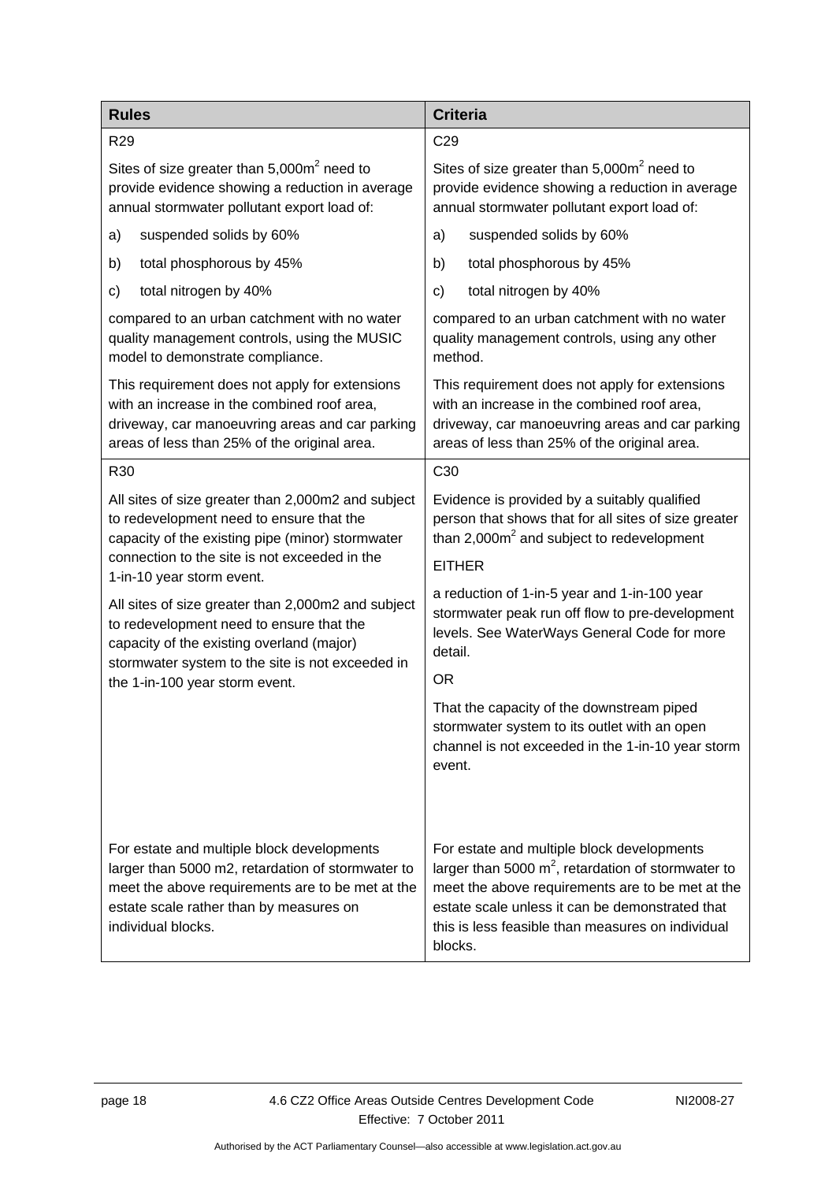| Rules | Criteria |
|---|---|
| R29 | C29 |
| Sites of size greater than 5,000m$^2$ need to provide evidence showing a reduction in average annual stormwater pollutant export load of:<br>a) suspended solids by 60%<br>b) total phosphorous by 45%<br>c) total nitrogen by 40%<br>compared to an urban catchment with no water quality management controls, using the MUSIC model to demonstrate compliance.<br>This requirement does not apply for extensions with an increase in the combined roof area, driveway, car manoeuvring areas and car parking areas of less than 25% of the original area. | Sites of size greater than 5,000m$^2$ need to provide evidence showing a reduction in average annual stormwater pollutant export load of:<br>a) suspended solids by 60%<br>b) total phosphorous by 45%<br>c) total nitrogen by 40%<br>compared to an urban catchment with no water quality management controls, using any other method.<br>This requirement does not apply for extensions with an increase in the combined roof area, driveway, car manoeuvring areas and car parking areas of less than 25% of the original area. |
| R30 | C30 |
| All sites of size greater than 2,000m2 and subject to redevelopment need to ensure that the capacity of the existing pipe (minor) stormwater connection to the site is not exceeded in the 1-in-10 year storm event.<br>All sites of size greater than 2,000m2 and subject to redevelopment need to ensure that the capacity of the existing overland (major) stormwater system to the site is not exceeded in the 1-in-100 year storm event. | Evidence is provided by a suitably qualified person that shows that for all sites of size greater than 2,000m$^2$ and subject to redevelopment<br>EITHER<br>a reduction of 1-in-5 year and 1-in-100 year stormwater peak run off flow to pre-development levels. See WaterWays General Code for more detail.<br>OR<br>That the capacity of the downstream piped stormwater system to its outlet with an open channel is not exceeded in the 1-in-10 year storm event. |
| For estate and multiple block developments larger than 5000 m2, retardation of stormwater to meet the above requirements are to be met at the estate scale rather than by measures on individual blocks. | For estate and multiple block developments larger than 5000 m$^2$, retardation of stormwater to meet the above requirements are to be met at the estate scale unless it can be demonstrated that this is less feasible than measures on individual blocks. |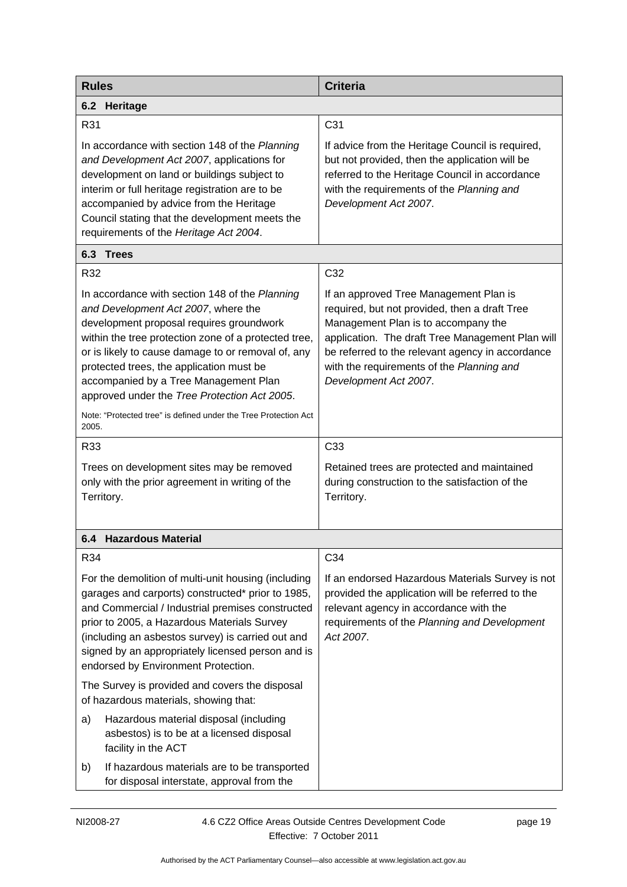| Rules | Criteria |
|---|---|
| **6.2 Heritage** | |
| R31<br><br>In accordance with section 148 of the *Planning and Development Act 2007*, applications for development on land or buildings subject to interim or full heritage registration are to be accompanied by advice from the Heritage Council stating that the development meets the requirements of the *Heritage Act 2004*. | C31<br><br>If advice from the Heritage Council is required, but not provided, then the application will be referred to the Heritage Council in accordance with the requirements of the *Planning and Development Act 2007*. |
| **6.3 Trees** | |
| R32<br><br>In accordance with section 148 of the *Planning and Development Act 2007*, where the development proposal requires groundwork within the tree protection zone of a protected tree, or is likely to cause damage to or removal of, any protected trees, the application must be accompanied by a Tree Management Plan approved under the *Tree Protection Act 2005*.<br><br>Note: "Protected tree" is defined under the Tree Protection Act 2005. | C32<br><br>If an approved Tree Management Plan is required, but not provided, then a draft Tree Management Plan is to accompany the application. The draft Tree Management Plan will be referred to the relevant agency in accordance with the requirements of the *Planning and Development Act 2007*. |
| R33<br><br>Trees on development sites may be removed only with the prior agreement in writing of the Territory. | C33<br><br>Retained trees are protected and maintained during construction to the satisfaction of the Territory. |
| **6.4 Hazardous Material** | |
| R34<br><br>For the demolition of multi-unit housing (including garages and carports) constructed* prior to 1985, and Commercial / Industrial premises constructed prior to 2005, a Hazardous Materials Survey (including an asbestos survey) is carried out and signed by an appropriately licensed person and is endorsed by Environment Protection.<br><br>The Survey is provided and covers the disposal of hazardous materials, showing that:<br><br>a) Hazardous material disposal (including asbestos) is to be at a licensed disposal facility in the ACT<br><br>b) If hazardous materials are to be transported for disposal interstate, approval from the | C34<br><br>If an endorsed Hazardous Materials Survey is not provided the application will be referred to the relevant agency in accordance with the requirements of the *Planning and Development Act 2007*. |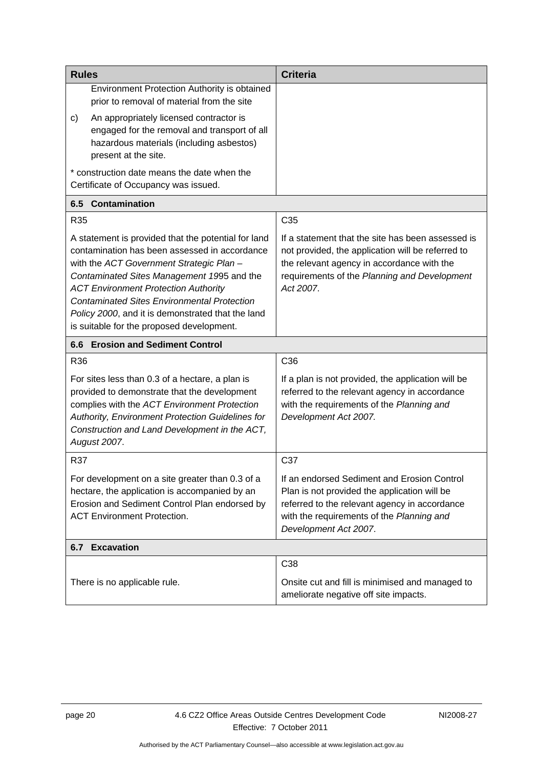| Rules | Criteria |
|---|---|
| Environment Protection Authority is obtained prior to removal of material from the site | |
| c) An appropriately licensed contractor is engaged for the removal and transport of all hazardous materials (including asbestos) present at the site. | |
| * construction date means the date when the Certificate of Occupancy was issued. | |
| **6.5 Contamination** | |
| R35 | C35 |
| A statement is provided that the potential for land contamination has been assessed in accordance with the *ACT Government Strategic Plan – Contaminated Sites Management 1995* and the *ACT Environment Protection Authority Contaminated Sites Environmental Protection Policy 2000*, and it is demonstrated that the land is suitable for the proposed development. | If a statement that the site has been assessed is not provided, the application will be referred to the relevant agency in accordance with the requirements of the *Planning and Development Act 2007*. |
| **6.6 Erosion and Sediment Control** | |
| R36 | C36 |
| For sites less than 0.3 of a hectare, a plan is provided to demonstrate that the development complies with the *ACT Environment Protection Authority, Environment Protection Guidelines for Construction and Land Development in the ACT, August 2007*. | If a plan is not provided, the application will be referred to the relevant agency in accordance with the requirements of the *Planning and Development Act 2007.* |
| R37 | C37 |
| For development on a site greater than 0.3 of a hectare, the application is accompanied by an Erosion and Sediment Control Plan endorsed by ACT Environment Protection. | If an endorsed Sediment and Erosion Control Plan is not provided the application will be referred to the relevant agency in accordance with the requirements of the *Planning and Development Act 2007*. |
| **6.7 Excavation** | |
| | C38 |
| There is no applicable rule. | Onsite cut and fill is minimised and managed to ameliorate negative off site impacts. |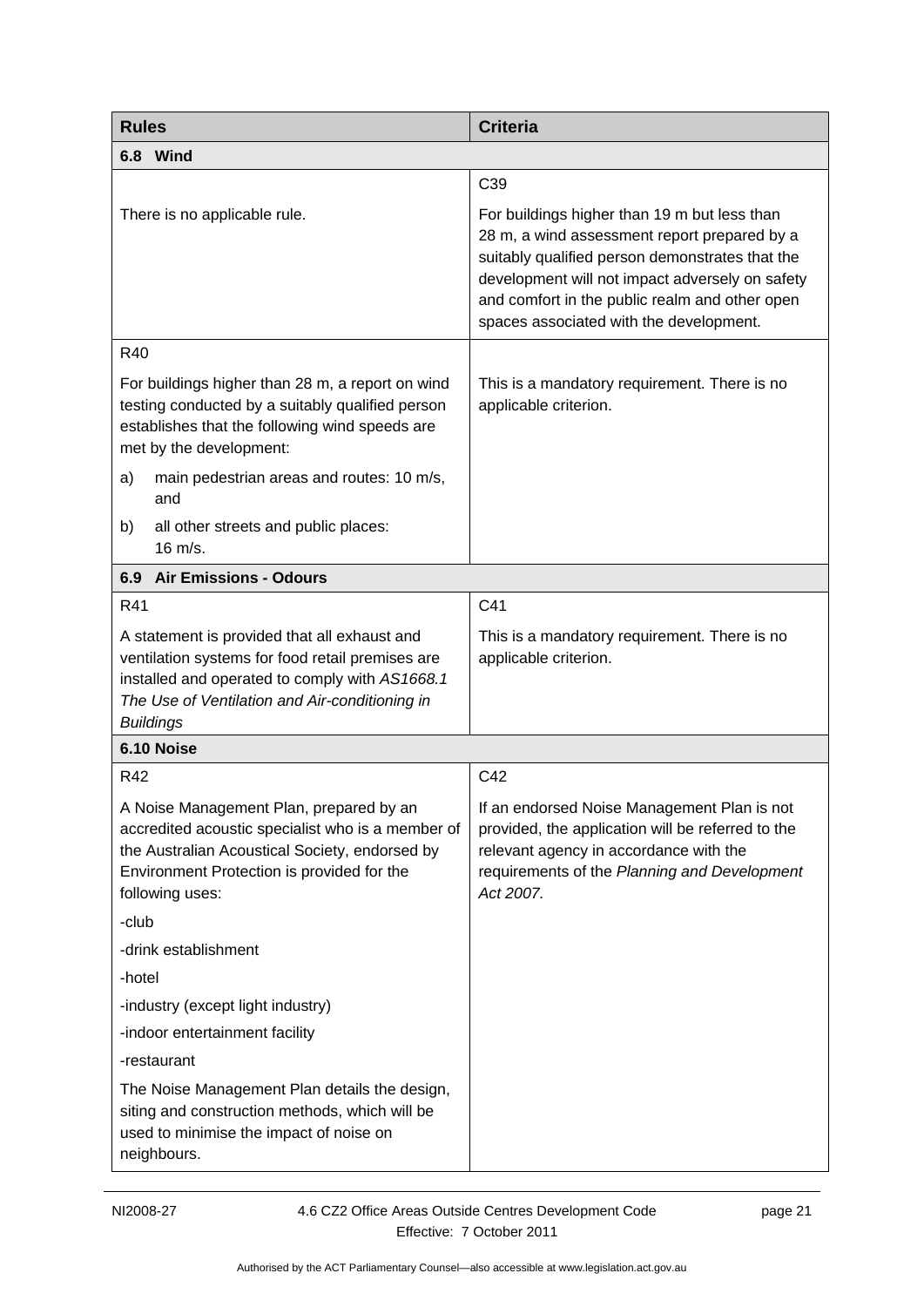| Rules | Criteria |
|---|---|
| **6.8 Wind** | |
| There is no applicable rule. | C39<br><br>For buildings higher than 19 m but less than 28 m, a wind assessment report prepared by a suitably qualified person demonstrates that the development will not impact adversely on safety and comfort in the public realm and other open spaces associated with the development. |
| R40<br><br>For buildings higher than 28 m, a report on wind testing conducted by a suitably qualified person establishes that the following wind speeds are met by the development:<br><br>a) main pedestrian areas and routes: 10 m/s, and<br><br>b) all other streets and public places: 16 m/s. | This is a mandatory requirement. There is no applicable criterion. |
| **6.9 Air Emissions - Odours** | |
| R41<br><br>A statement is provided that all exhaust and ventilation systems for food retail premises are installed and operated to comply with *AS1668.1 The Use of Ventilation and Air-conditioning in Buildings* | C41<br><br>This is a mandatory requirement. There is no applicable criterion. |
| **6.10 Noise** | |
| R42<br><br>A Noise Management Plan, prepared by an accredited acoustic specialist who is a member of the Australian Acoustical Society, endorsed by Environment Protection is provided for the following uses:<br><br>-club<br><br>-drink establishment<br><br>-hotel<br><br>-industry (except light industry)<br><br>-indoor entertainment facility<br><br>-restaurant<br><br>The Noise Management Plan details the design, siting and construction methods, which will be used to minimise the impact of noise on neighbours. | C42<br><br>If an endorsed Noise Management Plan is not provided, the application will be referred to the relevant agency in accordance with the requirements of the *Planning and Development Act 2007.* |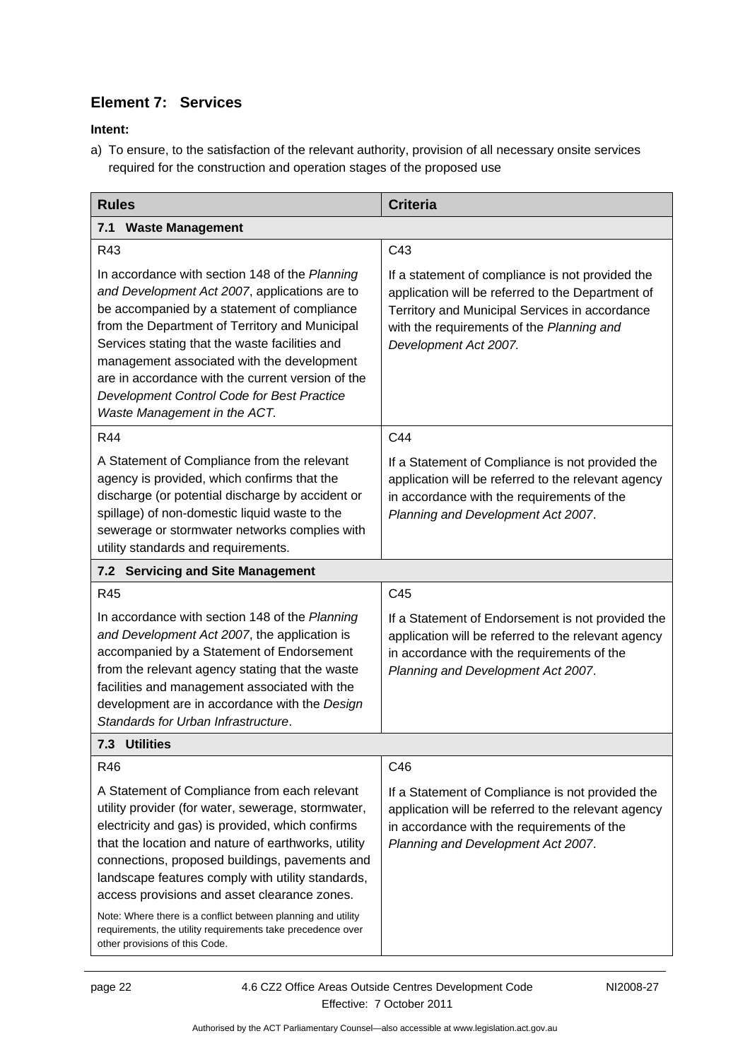## Element 7: Services

**Intent:**

a) To ensure, to the satisfaction of the relevant authority, provision of all necessary onsite services required for the construction and operation stages of the proposed use

| Rules | Criteria |
|---|---|
| **7.1 Waste Management** | |
| R43<br><br>In accordance with section 148 of the *Planning and Development Act 2007*, applications are to be accompanied by a statement of compliance from the Department of Territory and Municipal Services stating that the waste facilities and management associated with the development are in accordance with the current version of the *Development Control Code for Best Practice Waste Management in the ACT*. | C43<br><br>If a statement of compliance is not provided the application will be referred to the Department of Territory and Municipal Services in accordance with the requirements of the *Planning and Development Act 2007.* |
| R44<br><br>A Statement of Compliance from the relevant agency is provided, which confirms that the discharge (or potential discharge by accident or spillage) of non-domestic liquid waste to the sewerage or stormwater networks complies with utility standards and requirements. | C44<br><br>If a Statement of Compliance is not provided the application will be referred to the relevant agency in accordance with the requirements of the *Planning and Development Act 2007*. |
| **7.2 Servicing and Site Management** | |
| R45<br><br>In accordance with section 148 of the *Planning and Development Act 2007*, the application is accompanied by a Statement of Endorsement from the relevant agency stating that the waste facilities and management associated with the development are in accordance with the *Design Standards for Urban Infrastructure*. | C45<br><br>If a Statement of Endorsement is not provided the application will be referred to the relevant agency in accordance with the requirements of the *Planning and Development Act 2007*. |
| **7.3 Utilities** | |
| R46<br><br>A Statement of Compliance from each relevant utility provider (for water, sewerage, stormwater, electricity and gas) is provided, which confirms that the location and nature of earthworks, utility connections, proposed buildings, pavements and landscape features comply with utility standards, access provisions and asset clearance zones.<br><br>Note: Where there is a conflict between planning and utility requirements, the utility requirements take precedence over other provisions of this Code. | C46<br><br>If a Statement of Compliance is not provided the application will be referred to the relevant agency in accordance with the requirements of the *Planning and Development Act 2007*. |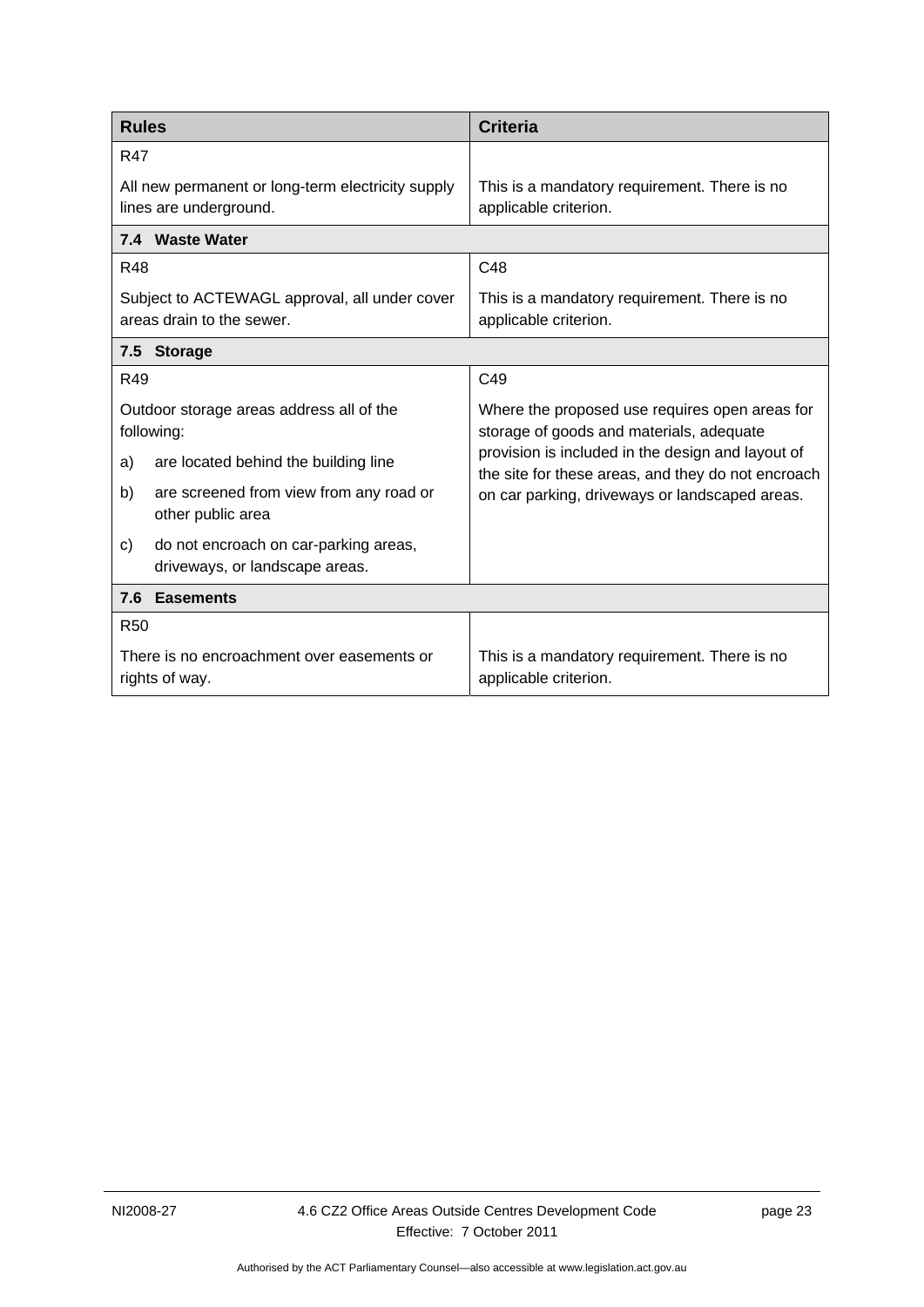| Rules | Criteria |
|---|---|
| R47<br><br>All new permanent or long-term electricity supply lines are underground. | This is a mandatory requirement. There is no applicable criterion. |
| **7.4 Waste Water** | |
| R48<br><br>Subject to ACTEWAGL approval, all under cover areas drain to the sewer. | C48<br><br>This is a mandatory requirement. There is no applicable criterion. |
| **7.5 Storage** | |
| R49<br><br>Outdoor storage areas address all of the following:<br>a) are located behind the building line<br>b) are screened from view from any road or other public area<br>c) do not encroach on car-parking areas, driveways, or landscape areas. | C49<br><br>Where the proposed use requires open areas for storage of goods and materials, adequate provision is included in the design and layout of the site for these areas, and they do not encroach on car parking, driveways or landscaped areas. |
| **7.6 Easements** | |
| R50<br><br>There is no encroachment over easements or rights of way. | This is a mandatory requirement. There is no applicable criterion. |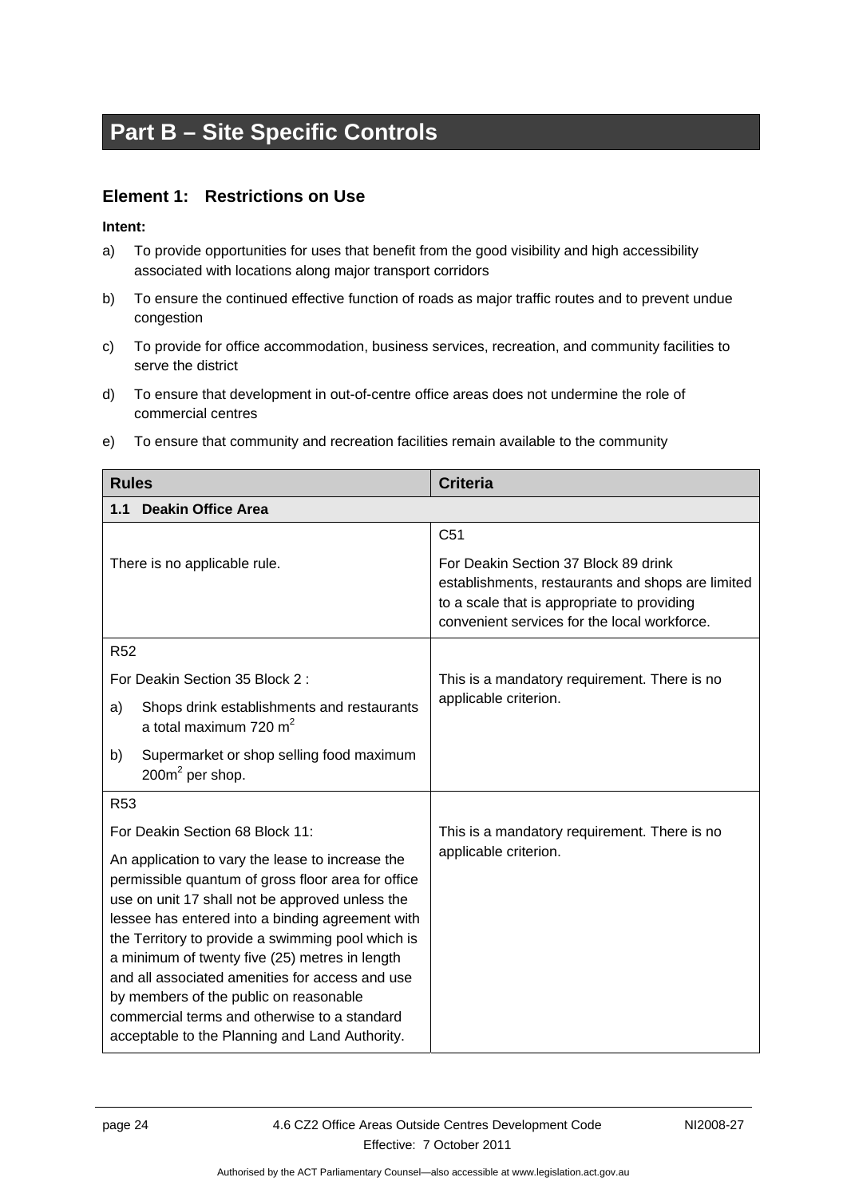# Part B – Site Specific Controls

## Element 1: Restrictions on Use

**Intent:**

a) To provide opportunities for uses that benefit from the good visibility and high accessibility associated with locations along major transport corridors

b) To ensure the continued effective function of roads as major traffic routes and to prevent undue congestion

c) To provide for office accommodation, business services, recreation, and community facilities to serve the district

d) To ensure that development in out-of-centre office areas does not undermine the role of commercial centres

e) To ensure that community and recreation facilities remain available to the community

| Rules | Criteria |
|---|---|
| **1.1 Deakin Office Area** | |
| There is no applicable rule. | C51<br><br>For Deakin Section 37 Block 89 drink establishments, restaurants and shops are limited to a scale that is appropriate to providing convenient services for the local workforce. |
| R52<br><br>For Deakin Section 35 Block 2 :<br><br>a) Shops drink establishments and restaurants a total maximum 720 m$^2$<br><br>b) Supermarket or shop selling food maximum 200m$^2$ per shop. | This is a mandatory requirement. There is no applicable criterion. |
| R53<br><br>For Deakin Section 68 Block 11:<br><br>An application to vary the lease to increase the permissible quantum of gross floor area for office use on unit 17 shall not be approved unless the lessee has entered into a binding agreement with the Territory to provide a swimming pool which is a minimum of twenty five (25) metres in length and all associated amenities for access and use by members of the public on reasonable commercial terms and otherwise to a standard acceptable to the Planning and Land Authority. | This is a mandatory requirement. There is no applicable criterion. |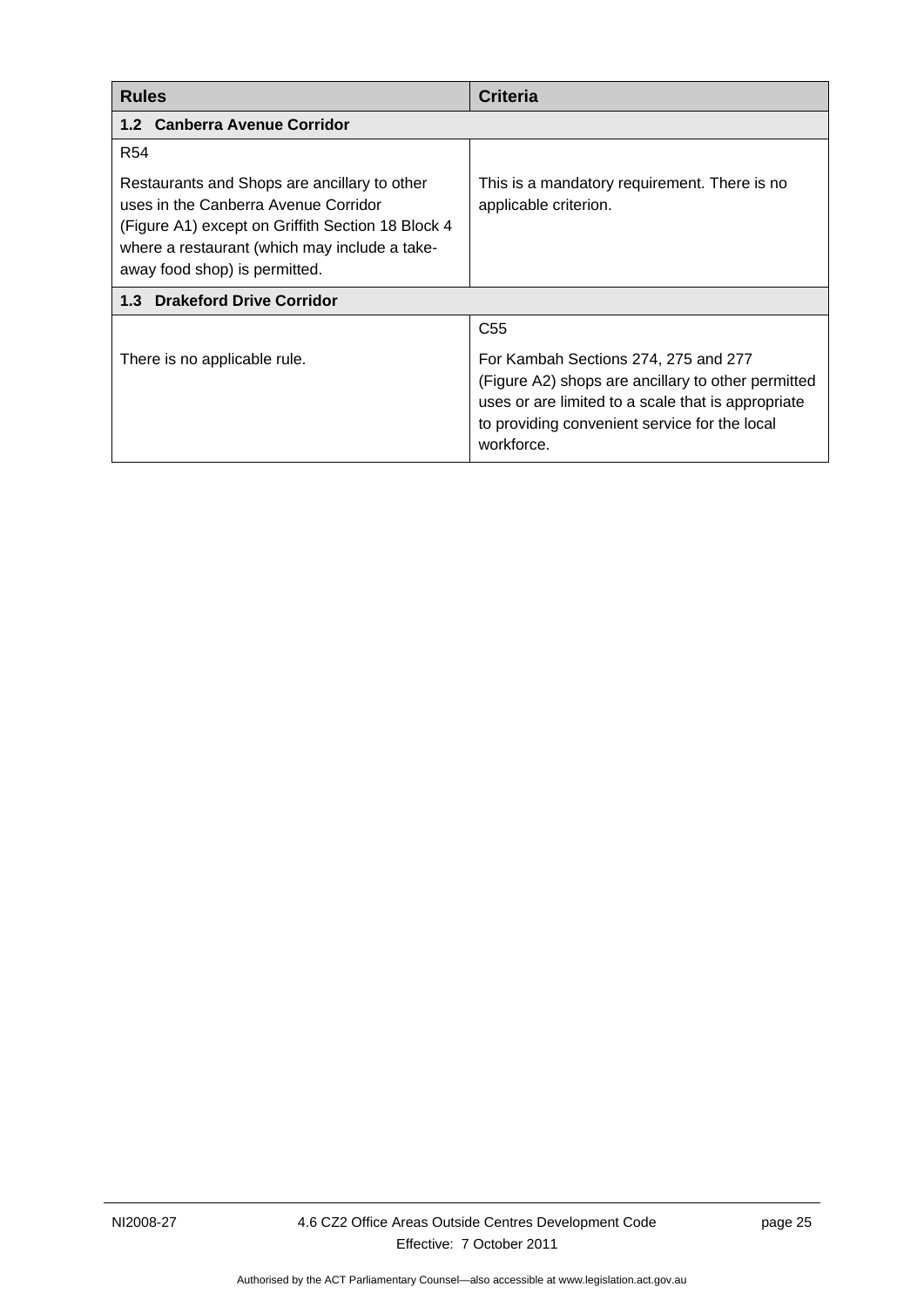| Rules | Criteria |
|---|---|
| **1.2 Canberra Avenue Corridor** | |
| R54<br><br>Restaurants and Shops are ancillary to other uses in the Canberra Avenue Corridor (Figure A1) except on Griffith Section 18 Block 4 where a restaurant (which may include a take-away food shop) is permitted. | This is a mandatory requirement. There is no applicable criterion. |
| **1.3 Drakeford Drive Corridor** | |
| There is no applicable rule. | C55<br><br>For Kambah Sections 274, 275 and 277 (Figure A2) shops are ancillary to other permitted uses or are limited to a scale that is appropriate to providing convenient service for the local workforce. |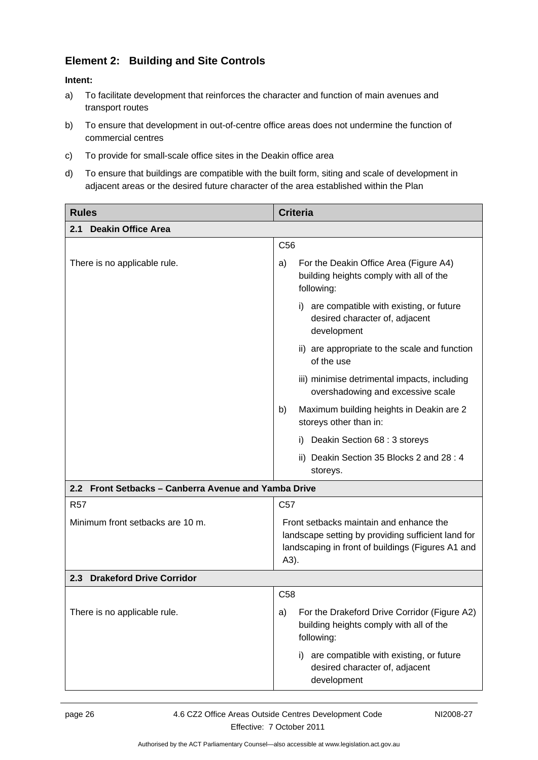## Element 2: Building and Site Controls

**Intent:**

a) To facilitate development that reinforces the character and function of main avenues and transport routes

b) To ensure that development in out-of-centre office areas does not undermine the function of commercial centres

c) To provide for small-scale office sites in the Deakin office area

d) To ensure that buildings are compatible with the built form, siting and scale of development in adjacent areas or the desired future character of the area established within the Plan

| Rules | Criteria |
|---|---|
| **2.1 Deakin Office Area** | |
| | C56 |
| There is no applicable rule. | a) For the Deakin Office Area (Figure A4) building heights comply with all of the following:<br>i) are compatible with existing, or future desired character of, adjacent development<br>ii) are appropriate to the scale and function of the use<br>iii) minimise detrimental impacts, including overshadowing and excessive scale<br>b) Maximum building heights in Deakin are 2 storeys other than in:<br>i) Deakin Section 68 : 3 storeys<br>ii) Deakin Section 35 Blocks 2 and 28 : 4 storeys. |
| **2.2 Front Setbacks – Canberra Avenue and Yamba Drive** | |
| R57 | C57 |
| Minimum front setbacks are 10 m. | Front setbacks maintain and enhance the landscape setting by providing sufficient land for landscaping in front of buildings (Figures A1 and A3). |
| **2.3 Drakeford Drive Corridor** | |
| | C58 |
| There is no applicable rule. | a) For the Drakeford Drive Corridor (Figure A2) building heights comply with all of the following:<br>i) are compatible with existing, or future desired character of, adjacent development |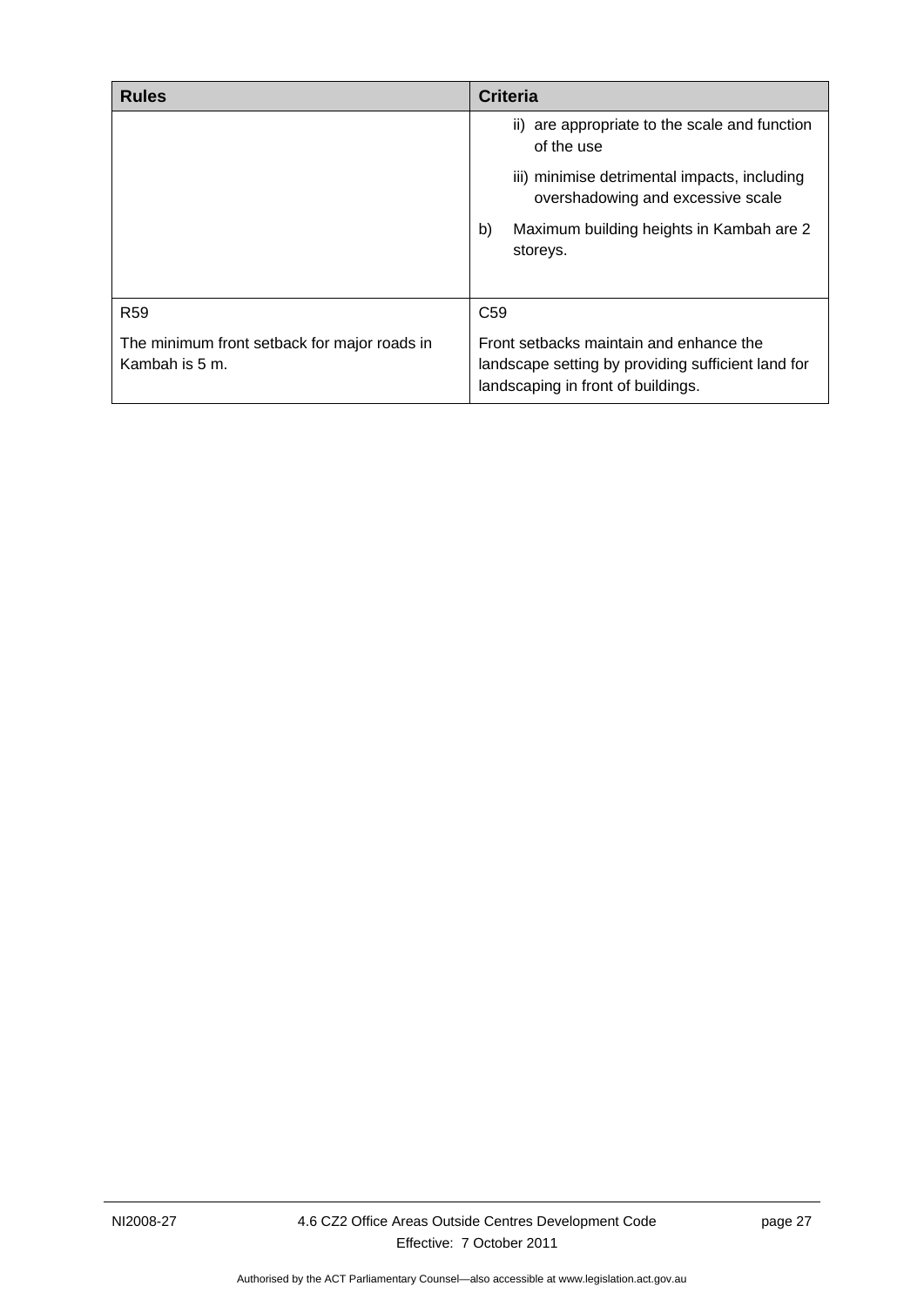| Rules | Criteria |
|---|---|
| | ii) are appropriate to the scale and function of the use<br><br>iii) minimise detrimental impacts, including overshadowing and excessive scale<br><br>b) Maximum building heights in Kambah are 2 storeys. |
| R59<br><br>The minimum front setback for major roads in Kambah is 5 m. | C59<br><br>Front setbacks maintain and enhance the landscape setting by providing sufficient land for landscaping in front of buildings. |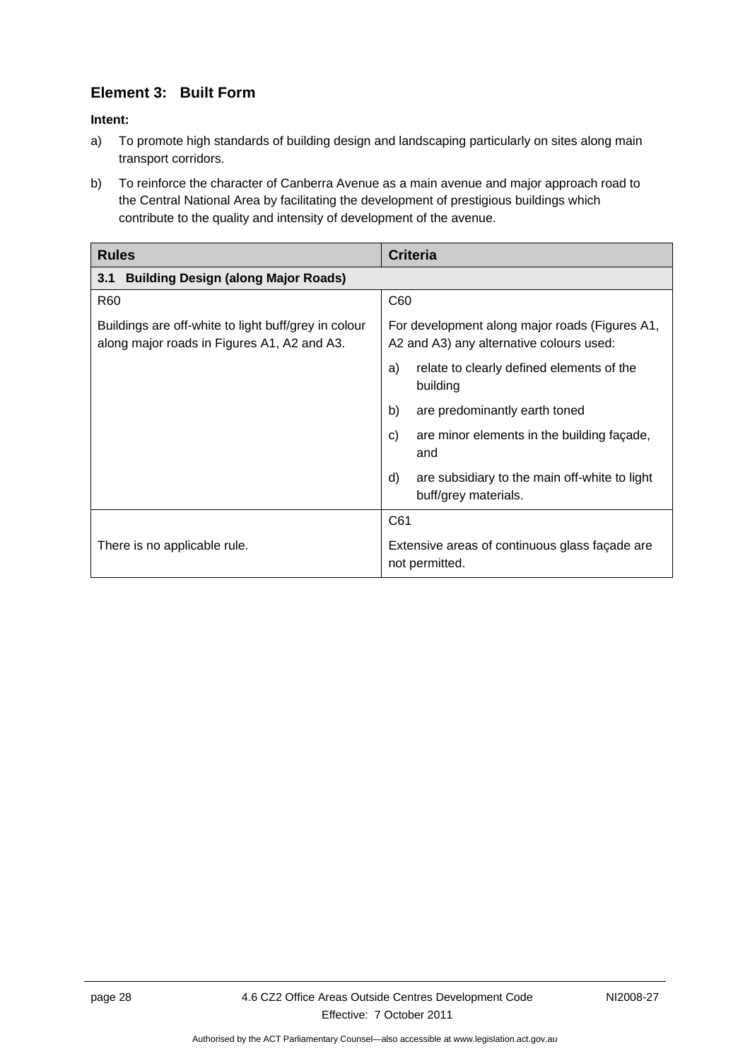## Element 3: Built Form

**Intent:**

a) To promote high standards of building design and landscaping particularly on sites along main transport corridors.

b) To reinforce the character of Canberra Avenue as a main avenue and major approach road to the Central National Area by facilitating the development of prestigious buildings which contribute to the quality and intensity of development of the avenue.

| Rules | Criteria |
|---|---|
| **3.1 Building Design (along Major Roads)** | |
| R60<br><br>Buildings are off-white to light buff/grey in colour along major roads in Figures A1, A2 and A3. | C60<br><br>For development along major roads (Figures A1, A2 and A3) any alternative colours used:<br><br>a) relate to clearly defined elements of the building<br><br>b) are predominantly earth toned<br><br>c) are minor elements in the building façade, and<br><br>d) are subsidiary to the main off-white to light buff/grey materials. |
| There is no applicable rule. | C61<br><br>Extensive areas of continuous glass façade are not permitted. |